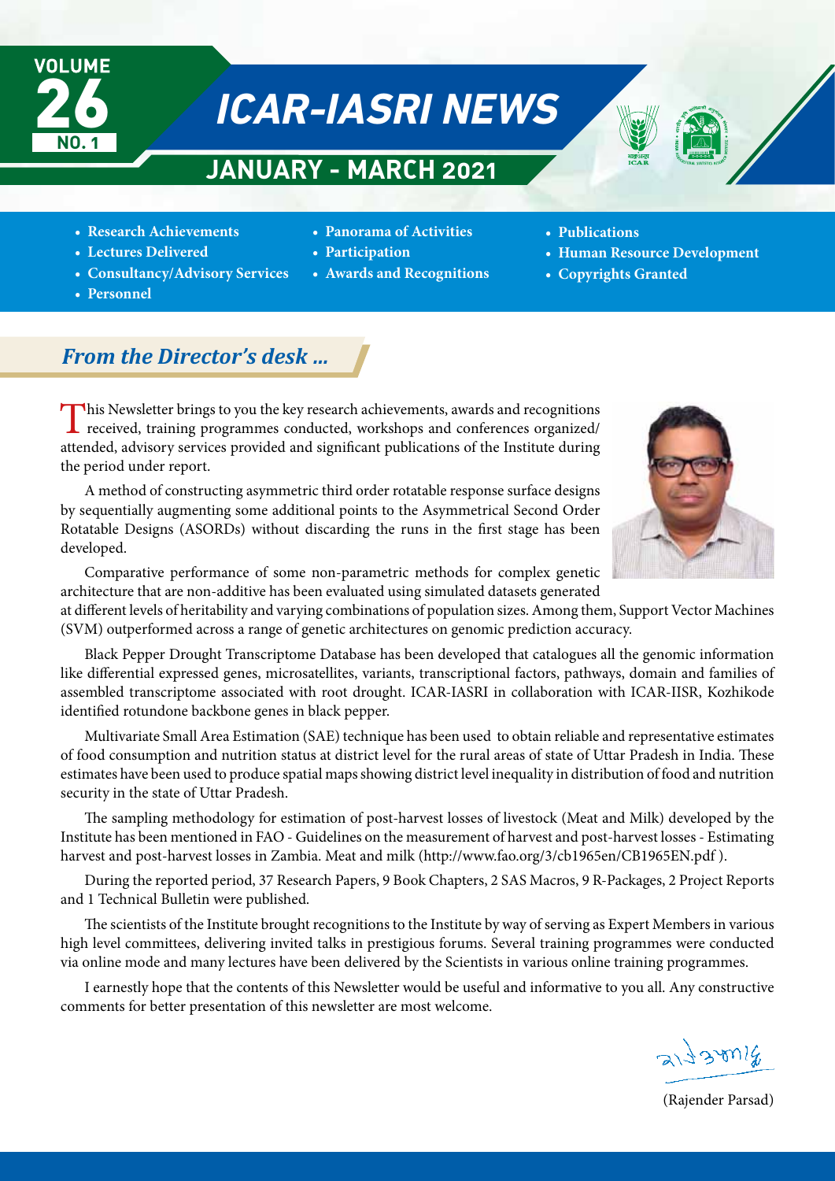VOLUME 26 NO. 1

# ICAR-IASRI NEWS

## JANUARY - MARCH 2021

- Research Achievements
- Lectures Delivered
- Consultancy/Advisory Services
- Personnel
- Panorama of Activities
- Participation
- Awards and Recognitions
- Publications
- Human Resource Development
- Copyrights Granted

## *From the Director's desk ...*

This Newsletter brings to you the key research achievements, awards and recognitions received, training programmes conducted, workshops and conferences organized/ attended, advisory services provided and significant publications of the Institute during the period under report.

A method of constructing asymmetric third order rotatable response surface designs by sequentially augmenting some additional points to the Asymmetrical Second Order Rotatable Designs (ASORDs) without discarding the runs in the first stage has been developed.

Comparative performance of some non-parametric methods for complex genetic architecture that are non-additive has been evaluated using simulated datasets generated at different levels of heritability and varying combinations of population sizes. Among them, Support Vector Machines (SVM) outperformed across a range of genetic architectures on genomic prediction accuracy.

Black Pepper Drought Transcriptome Database has been developed that catalogues all the genomic information like differential expressed genes, microsatellites, variants, transcriptional factors, pathways, domain and families of assembled transcriptome associated with root drought. ICAR-IASRI in collaboration with ICAR-IISR, Kozhikode identified rotundone backbone genes in black pepper.

Multivariate Small Area Estimation (SAE) technique has been used to obtain reliable and representative estimates of food consumption and nutrition status at district level for the rural areas of state of Uttar Pradesh in India. These estimates have been used to produce spatial maps showing district level inequality in distribution of food and nutrition security in the state of Uttar Pradesh.

The sampling methodology for estimation of post-harvest losses of livestock (Meat and Milk) developed by the Institute has been mentioned in FAO - Guidelines on the measurement of harvest and post-harvest losses - Estimating harvest and post-harvest losses in Zambia. Meat and milk (http://www.fao.org/3/cb1965en/CB1965EN.pdf ).

During the reported period, 37 Research Papers, 9 Book Chapters, 2 SAS Macros, 9 R-Packages, 2 Project Reports and 1 Technical Bulletin were published.

The scientists of the Institute brought recognitions to the Institute by way of serving as Expert Members in various high level committees, delivering invited talks in prestigious forums. Several training programmes were conducted via online mode and many lectures have been delivered by the Scientists in various online training programmes.

I earnestly hope that the contents of this Newsletter would be useful and informative to you all. Any constructive comments for better presentation of this newsletter are most welcome.

(Rajender Parsad)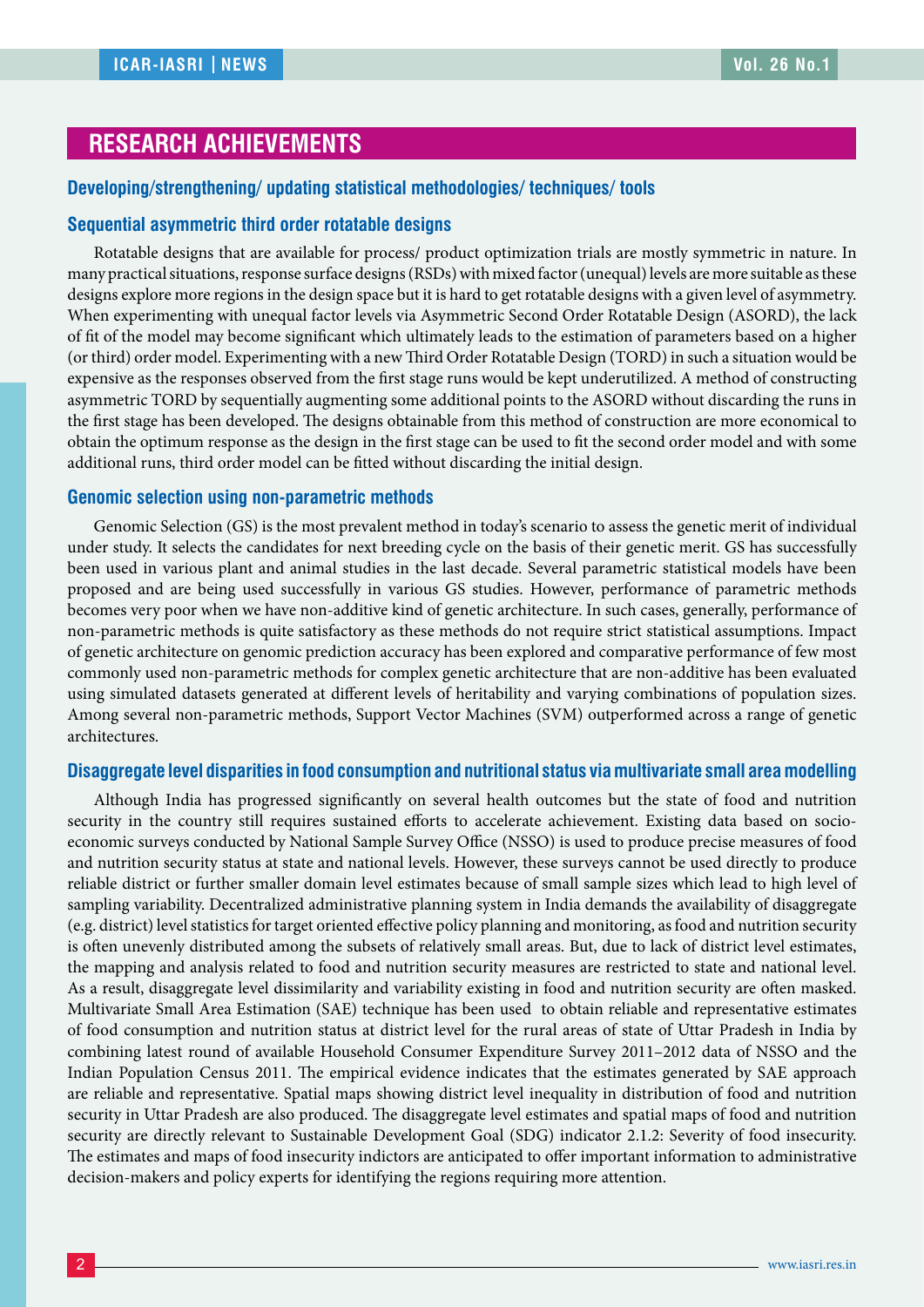# RESEARCH ACHIEVEMENTS

## Developing/strengthening/ updating statistical methodologies/ techniques/ tools

### Sequential asymmetric third order rotatable designs

Rotatable designs that are available for process/ product optimization trials are mostly symmetric in nature. In many practical situations, response surface designs (RSDs) with mixed factor (unequal) levels are more suitable as these designs explore more regions in the design space but it is hard to get rotatable designs with a given level of asymmetry. When experimenting with unequal factor levels via Asymmetric Second Order Rotatable Design (ASORD), the lack of fit of the model may become significant which ultimately leads to the estimation of parameters based on a higher (or third) order model. Experimenting with a new Third Order Rotatable Design (TORD) in such a situation would be expensive as the responses observed from the first stage runs would be kept underutilized. A method of constructing asymmetric TORD by sequentially augmenting some additional points to the ASORD without discarding the runs in the first stage has been developed. The designs obtainable from this method of construction are more economical to obtain the optimum response as the design in the first stage can be used to fit the second order model and with some additional runs, third order model can be fitted without discarding the initial design.

### Genomic selection using non-parametric methods

Genomic Selection (GS) is the most prevalent method in today's scenario to assess the genetic merit of individual under study. It selects the candidates for next breeding cycle on the basis of their genetic merit. GS has successfully been used in various plant and animal studies in the last decade. Several parametric statistical models have been proposed and are being used successfully in various GS studies. However, performance of parametric methods becomes very poor when we have non-additive kind of genetic architecture. In such cases, generally, performance of non-parametric methods is quite satisfactory as these methods do not require strict statistical assumptions. Impact of genetic architecture on genomic prediction accuracy has been explored and comparative performance of few most commonly used non-parametric methods for complex genetic architecture that are non-additive has been evaluated using simulated datasets generated at different levels of heritability and varying combinations of population sizes. Among several non-parametric methods, Support Vector Machines (SVM) outperformed across a range of genetic architectures.

### Disaggregate level disparities in food consumption and nutritional status via multivariate small area modelling

Although India has progressed significantly on several health outcomes but the state of food and nutrition security in the country still requires sustained efforts to accelerate achievement. Existing data based on socio-economic surveys conducted by National Sample Survey Office (NSSO) is used to produce precise measures of food and nutrition security status at state and national levels. However, these surveys cannot be used directly to produce reliable district or further smaller domain level estimates because of small sample sizes which lead to high level of sampling variability. Decentralized administrative planning system in India demands the availability of disaggregate (e.g. district) level statistics for target oriented effective policy planning and monitoring, as food and nutrition security is often unevenly distributed among the subsets of relatively small areas. But, due to lack of district level estimates, the mapping and analysis related to food and nutrition security measures are restricted to state and national level. As a result, disaggregate level dissimilarity and variability existing in food and nutrition security are often masked. Multivariate Small Area Estimation (SAE) technique has been used to obtain reliable and representative estimates of food consumption and nutrition status at district level for the rural areas of state of Uttar Pradesh in India by combining latest round of available Household Consumer Expenditure Survey 2011–2012 data of NSSO and the Indian Population Census 2011. The empirical evidence indicates that the estimates generated by SAE approach are reliable and representative. Spatial maps showing district level inequality in distribution of food and nutrition security in Uttar Pradesh are also produced. The disaggregate level estimates and spatial maps of food and nutrition security are directly relevant to Sustainable Development Goal (SDG) indicator 2.1.2: Severity of food insecurity. The estimates and maps of food insecurity indictors are anticipated to offer important information to administrative decision-makers and policy experts for identifying the regions requiring more attention.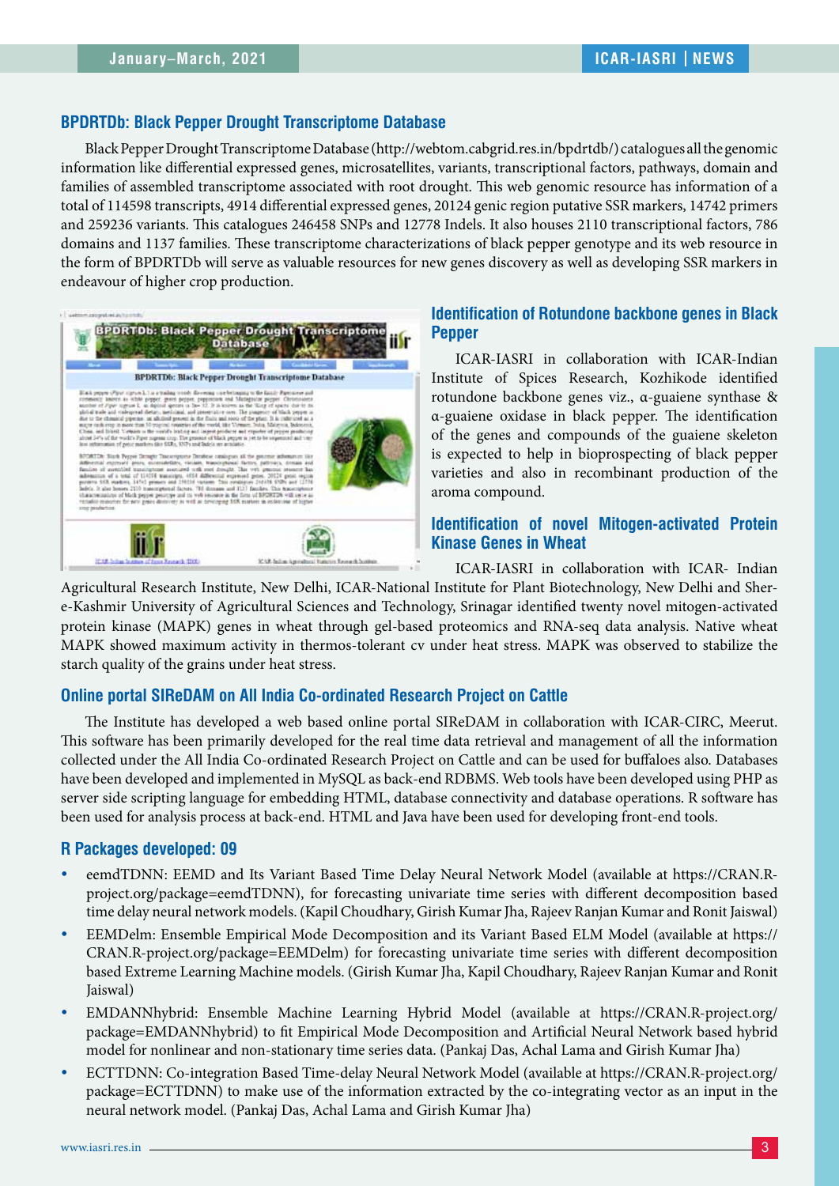### BPDRTDb: Black Pepper Drought Transcriptome Database

Black Pepper Drought Transcriptome Database (http://webtom.cabgrid.res.in/bpdrtdb/) catalogues all the genomic information like differential expressed genes, microsatellites, variants, transcriptional factors, pathways, domain and families of assembled transcriptome associated with root drought. This web genomic resource has information of a total of 114598 transcripts, 4914 differential expressed genes, 20124 genic region putative SSR markers, 14742 primers and 259236 variants. This catalogues 246458 SNPs and 12778 Indels. It also houses 2110 transcriptional factors, 786 domains and 1137 families. These transcriptome characterizations of black pepper genotype and its web resource in the form of BPDRTDb will serve as valuable resources for new genes discovery as well as developing SSR markers in endeavour of higher crop production.

### Identification of Rotundone backbone genes in Black Pepper

ICAR-IASRI in collaboration with ICAR-Indian Institute of Spices Research, Kozhikode identified rotundone backbone genes viz., α-guaiene synthase & α-guaiene oxidase in black pepper. The identification of the genes and compounds of the guaiene skeleton is expected to help in bioprospecting of black pepper varieties and also in recombinant production of the aroma compound.

### Identification of novel Mitogen-activated Protein Kinase Genes in Wheat

ICAR-IASRI in collaboration with ICAR- Indian Agricultural Research Institute, New Delhi, ICAR-National Institute for Plant Biotechnology, New Delhi and Sher-e-Kashmir University of Agricultural Sciences and Technology, Srinagar identified twenty novel mitogen-activated protein kinase (MAPK) genes in wheat through gel-based proteomics and RNA-seq data analysis. Native wheat MAPK showed maximum activity in thermos-tolerant cv under heat stress. MAPK was observed to stabilize the starch quality of the grains under heat stress.

### Online portal SIReDAM on All India Co-ordinated Research Project on Cattle

The Institute has developed a web based online portal SIReDAM in collaboration with ICAR-CIRC, Meerut. This software has been primarily developed for the real time data retrieval and management of all the information collected under the All India Co-ordinated Research Project on Cattle and can be used for buffaloes also. Databases have been developed and implemented in MySQL as back-end RDBMS. Web tools have been developed using PHP as server side scripting language for embedding HTML, database connectivity and database operations. R software has been used for analysis process at back-end. HTML and Java have been used for developing front-end tools.

### R Packages developed: 09

- eemdTDNN: EEMD and Its Variant Based Time Delay Neural Network Model (available at https://CRAN.R-project.org/package=eemdTDNN), for forecasting univariate time series with different decomposition based time delay neural network models. (Kapil Choudhary, Girish Kumar Jha, Rajeev Ranjan Kumar and Ronit Jaiswal)
- EEMDelm: Ensemble Empirical Mode Decomposition and its Variant Based ELM Model (available at https://CRAN.R-project.org/package=EEMDelm) for forecasting univariate time series with different decomposition based Extreme Learning Machine models. (Girish Kumar Jha, Kapil Choudhary, Rajeev Ranjan Kumar and Ronit Jaiswal)
- EMDANNhybrid: Ensemble Machine Learning Hybrid Model (available at https://CRAN.R-project.org/package=EMDANNhybrid) to fit Empirical Mode Decomposition and Artificial Neural Network based hybrid model for nonlinear and non-stationary time series data. (Pankaj Das, Achal Lama and Girish Kumar Jha)
- ECTTDNN: Co-integration Based Time-delay Neural Network Model (available at https://CRAN.R-project.org/package=ECTTDNN) to make use of the information extracted by the co-integrating vector as an input in the neural network model. (Pankaj Das, Achal Lama and Girish Kumar Jha)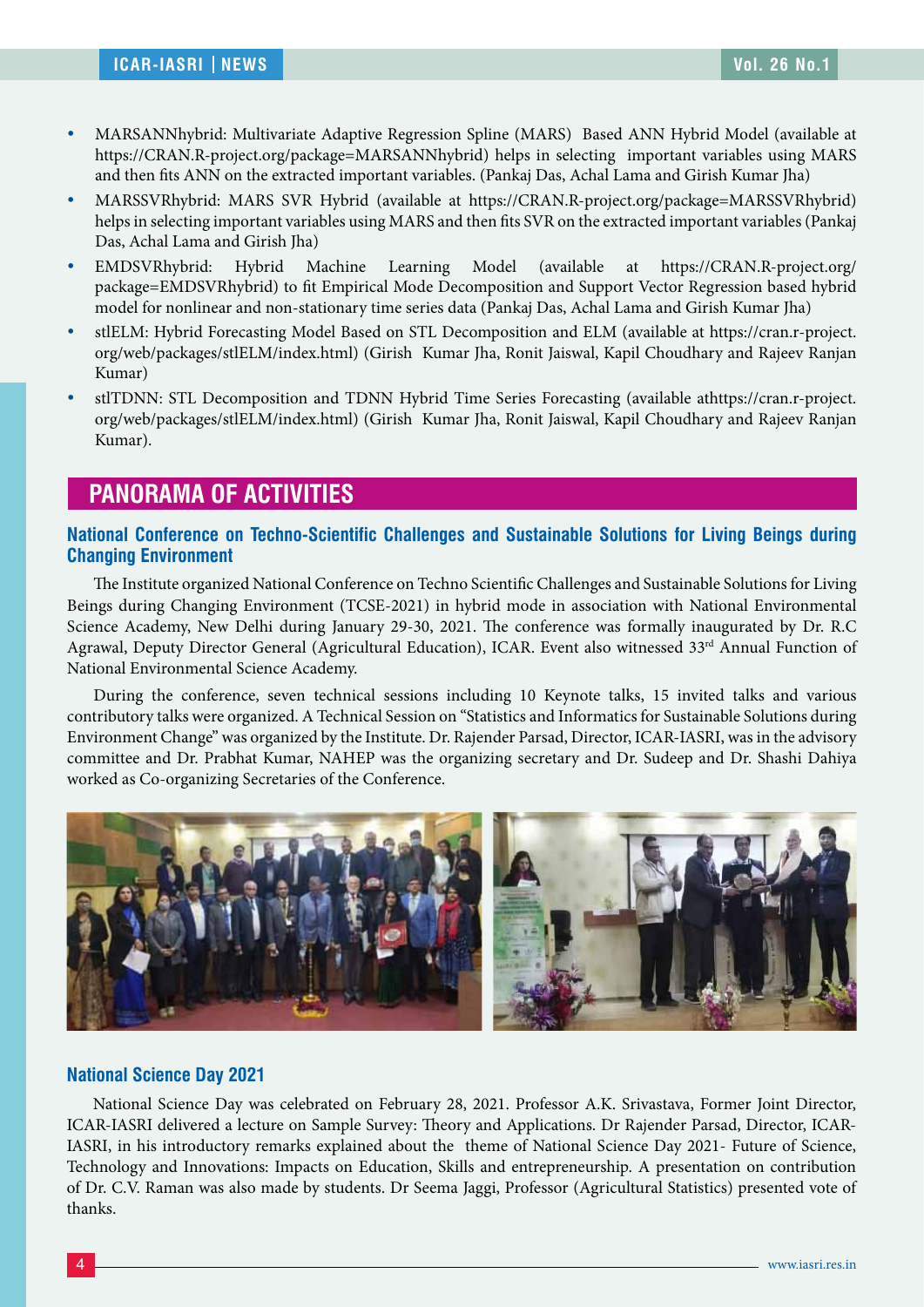- MARSANNhybrid: Multivariate Adaptive Regression Spline (MARS) Based ANN Hybrid Model (available at https://CRAN.R-project.org/package=MARSANNhybrid) helps in selecting important variables using MARS and then fits ANN on the extracted important variables. (Pankaj Das, Achal Lama and Girish Kumar Jha)
- MARSSVRhybrid: MARS SVR Hybrid (available at https://CRAN.R-project.org/package=MARSSVRhybrid) helps in selecting important variables using MARS and then fits SVR on the extracted important variables (Pankaj Das, Achal Lama and Girish Jha)
- EMDSVRhybrid: Hybrid Machine Learning Model (available at https://CRAN.R-project.org/package=EMDSVRhybrid) to fit Empirical Mode Decomposition and Support Vector Regression based hybrid model for nonlinear and non-stationary time series data (Pankaj Das, Achal Lama and Girish Kumar Jha)
- stlELM: Hybrid Forecasting Model Based on STL Decomposition and ELM (available at https://cran.r-project.org/web/packages/stlELM/index.html) (Girish Kumar Jha, Ronit Jaiswal, Kapil Choudhary and Rajeev Ranjan Kumar)
- stlTDNN: STL Decomposition and TDNN Hybrid Time Series Forecasting (available athttps://cran.r-project.org/web/packages/stlELM/index.html) (Girish Kumar Jha, Ronit Jaiswal, Kapil Choudhary and Rajeev Ranjan Kumar).

## PANORAMA OF ACTIVITIES

### National Conference on Techno-Scientific Challenges and Sustainable Solutions for Living Beings during Changing Environment

The Institute organized National Conference on Techno Scientific Challenges and Sustainable Solutions for Living Beings during Changing Environment (TCSE-2021) in hybrid mode in association with National Environmental Science Academy, New Delhi during January 29-30, 2021. The conference was formally inaugurated by Dr. R.C Agrawal, Deputy Director General (Agricultural Education), ICAR. Event also witnessed 33rd Annual Function of National Environmental Science Academy.

During the conference, seven technical sessions including 10 Keynote talks, 15 invited talks and various contributory talks were organized. A Technical Session on "Statistics and Informatics for Sustainable Solutions during Environment Change" was organized by the Institute. Dr. Rajender Parsad, Director, ICAR-IASRI, was in the advisory committee and Dr. Prabhat Kumar, NAHEP was the organizing secretary and Dr. Sudeep and Dr. Shashi Dahiya worked as Co-organizing Secretaries of the Conference.

### National Science Day 2021

National Science Day was celebrated on February 28, 2021. Professor A.K. Srivastava, Former Joint Director, ICAR-IASRI delivered a lecture on Sample Survey: Theory and Applications. Dr Rajender Parsad, Director, ICAR-IASRI, in his introductory remarks explained about the theme of National Science Day 2021- Future of Science, Technology and Innovations: Impacts on Education, Skills and entrepreneurship. A presentation on contribution of Dr. C.V. Raman was also made by students. Dr Seema Jaggi, Professor (Agricultural Statistics) presented vote of thanks.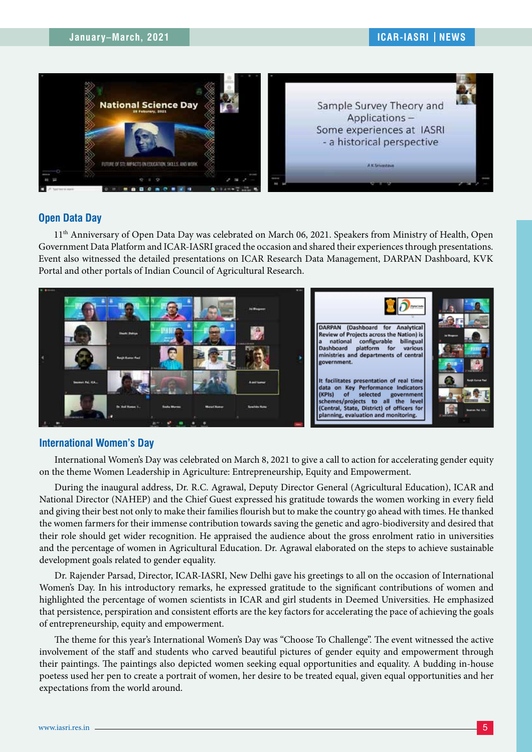## Open Data Day

11th Anniversary of Open Data Day was celebrated on March 06, 2021. Speakers from Ministry of Health, Open Government Data Platform and ICAR-IASRI graced the occasion and shared their experiences through presentations. Event also witnessed the detailed presentations on ICAR Research Data Management, DARPAN Dashboard, KVK Portal and other portals of Indian Council of Agricultural Research.

## International Women's Day

International Women's Day was celebrated on March 8, 2021 to give a call to action for accelerating gender equity on the theme Women Leadership in Agriculture: Entrepreneurship, Equity and Empowerment.

During the inaugural address, Dr. R.C. Agrawal, Deputy Director General (Agricultural Education), ICAR and National Director (NAHEP) and the Chief Guest expressed his gratitude towards the women working in every field and giving their best not only to make their families flourish but to make the country go ahead with times. He thanked the women farmers for their immense contribution towards saving the genetic and agro-biodiversity and desired that their role should get wider recognition. He appraised the audience about the gross enrolment ratio in universities and the percentage of women in Agricultural Education. Dr. Agrawal elaborated on the steps to achieve sustainable development goals related to gender equality.

Dr. Rajender Parsad, Director, ICAR-IASRI, New Delhi gave his greetings to all on the occasion of International Women's Day. In his introductory remarks, he expressed gratitude to the significant contributions of women and highlighted the percentage of women scientists in ICAR and girl students in Deemed Universities. He emphasized that persistence, perspiration and consistent efforts are the key factors for accelerating the pace of achieving the goals of entrepreneurship, equity and empowerment.

The theme for this year's International Women's Day was "Choose To Challenge". The event witnessed the active involvement of the staff and students who carved beautiful pictures of gender equity and empowerment through their paintings. The paintings also depicted women seeking equal opportunities and equality. A budding in-house poetess used her pen to create a portrait of women, her desire to be treated equal, given equal opportunities and her expectations from the world around.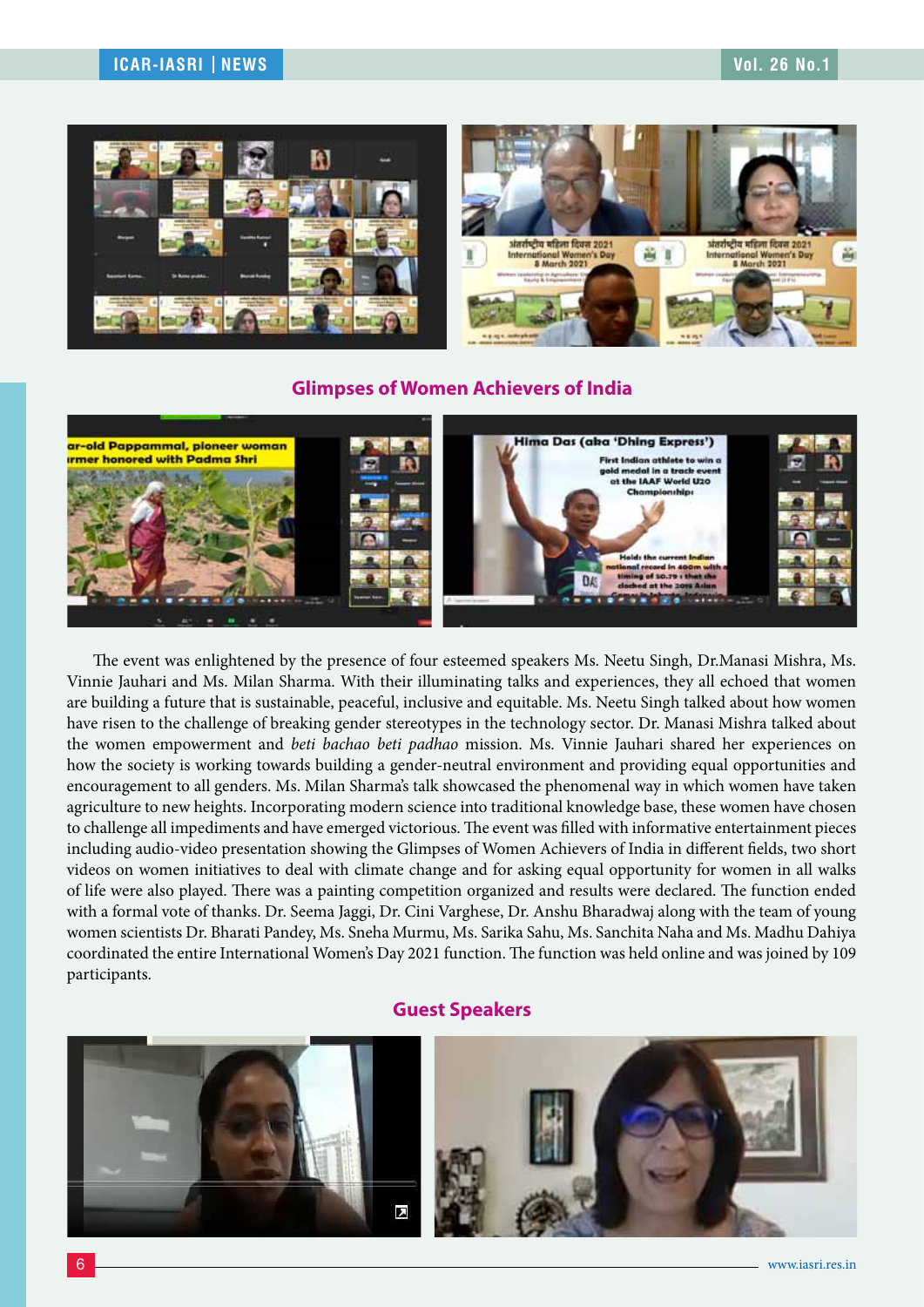## Glimpses of Women Achievers of India

The event was enlightened by the presence of four esteemed speakers Ms. Neetu Singh, Dr.Manasi Mishra, Ms. Vinnie Jauhari and Ms. Milan Sharma. With their illuminating talks and experiences, they all echoed that women are building a future that is sustainable, peaceful, inclusive and equitable. Ms. Neetu Singh talked about how women have risen to the challenge of breaking gender stereotypes in the technology sector. Dr. Manasi Mishra talked about the women empowerment and *beti bachao beti padhao* mission. Ms. Vinnie Jauhari shared her experiences on how the society is working towards building a gender-neutral environment and providing equal opportunities and encouragement to all genders. Ms. Milan Sharma's talk showcased the phenomenal way in which women have taken agriculture to new heights. Incorporating modern science into traditional knowledge base, these women have chosen to challenge all impediments and have emerged victorious. The event was filled with informative entertainment pieces including audio-video presentation showing the Glimpses of Women Achievers of India in different fields, two short videos on women initiatives to deal with climate change and for asking equal opportunity for women in all walks of life were also played. There was a painting competition organized and results were declared. The function ended with a formal vote of thanks. Dr. Seema Jaggi, Dr. Cini Varghese, Dr. Anshu Bharadwaj along with the team of young women scientists Dr. Bharati Pandey, Ms. Sneha Murmu, Ms. Sarika Sahu, Ms. Sanchita Naha and Ms. Madhu Dahiya coordinated the entire International Women's Day 2021 function. The function was held online and was joined by 109 participants.

## Guest Speakers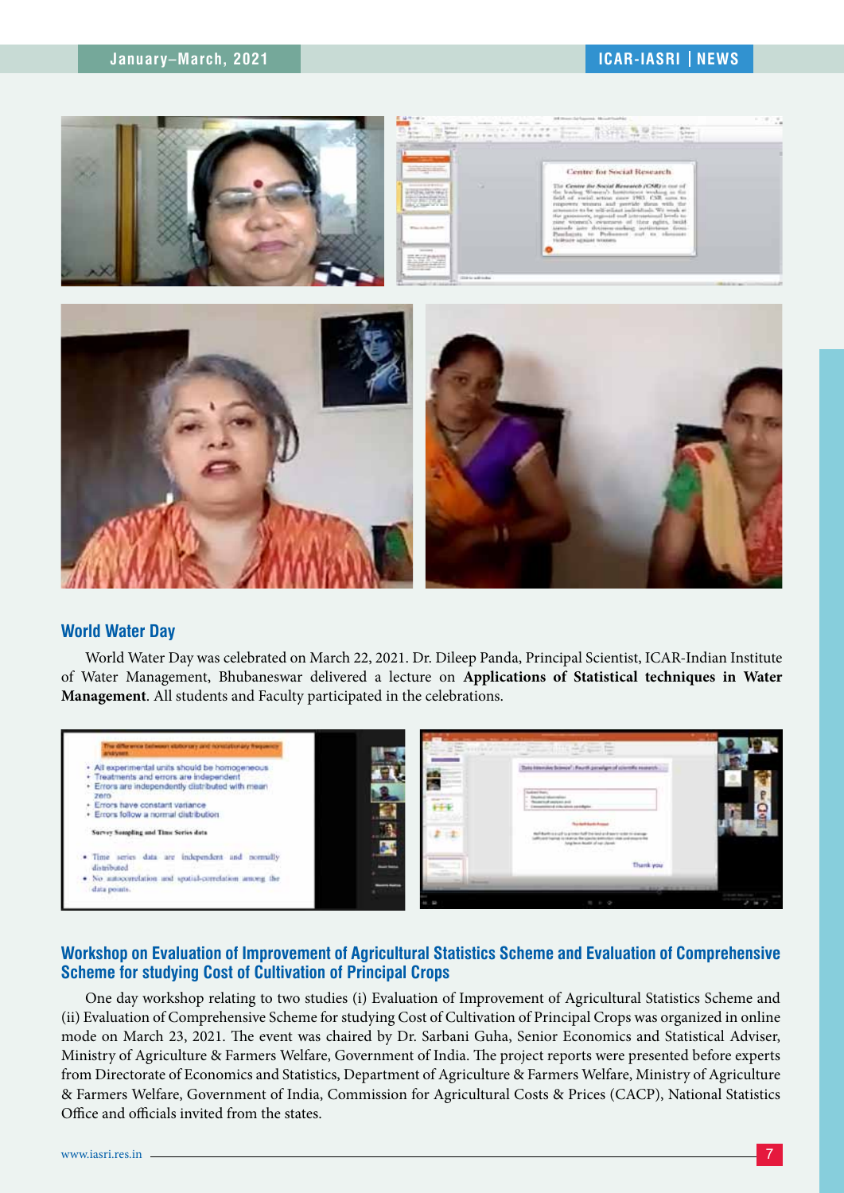## World Water Day

World Water Day was celebrated on March 22, 2021. Dr. Dileep Panda, Principal Scientist, ICAR-Indian Institute of Water Management, Bhubaneswar delivered a lecture on **Applications of Statistical techniques in Water Management**. All students and Faculty participated in the celebrations.

## Workshop on Evaluation of Improvement of Agricultural Statistics Scheme and Evaluation of Comprehensive Scheme for studying Cost of Cultivation of Principal Crops

One day workshop relating to two studies (i) Evaluation of Improvement of Agricultural Statistics Scheme and (ii) Evaluation of Comprehensive Scheme for studying Cost of Cultivation of Principal Crops was organized in online mode on March 23, 2021. The event was chaired by Dr. Sarbani Guha, Senior Economics and Statistical Adviser, Ministry of Agriculture & Farmers Welfare, Government of India. The project reports were presented before experts from Directorate of Economics and Statistics, Department of Agriculture & Farmers Welfare, Ministry of Agriculture & Farmers Welfare, Government of India, Commission for Agricultural Costs & Prices (CACP), National Statistics Office and officials invited from the states.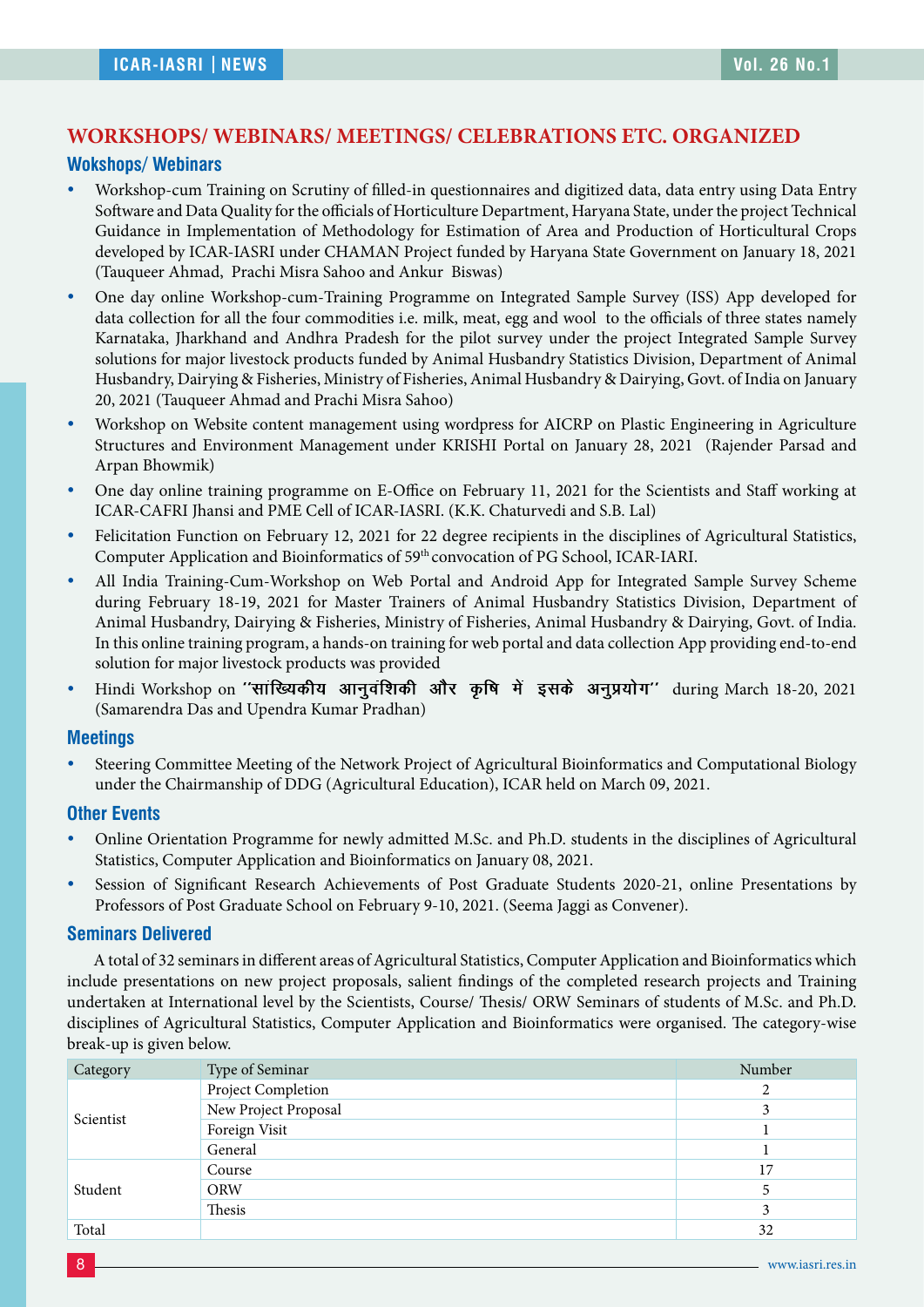## WORKSHOPS/ WEBINARS/ MEETINGS/ CELEBRATIONS ETC. ORGANIZED

### Wokshops/ Webinars

- Workshop-cum Training on Scrutiny of filled-in questionnaires and digitized data, data entry using Data Entry Software and Data Quality for the officials of Horticulture Department, Haryana State, under the project Technical Guidance in Implementation of Methodology for Estimation of Area and Production of Horticultural Crops developed by ICAR-IASRI under CHAMAN Project funded by Haryana State Government on January 18, 2021 (Tauqueer Ahmad, Prachi Misra Sahoo and Ankur Biswas)
- One day online Workshop-cum-Training Programme on Integrated Sample Survey (ISS) App developed for data collection for all the four commodities i.e. milk, meat, egg and wool to the officials of three states namely Karnataka, Jharkhand and Andhra Pradesh for the pilot survey under the project Integrated Sample Survey solutions for major livestock products funded by Animal Husbandry Statistics Division, Department of Animal Husbandry, Dairying & Fisheries, Ministry of Fisheries, Animal Husbandry & Dairying, Govt. of India on January 20, 2021 (Tauqueer Ahmad and Prachi Misra Sahoo)
- Workshop on Website content management using wordpress for AICRP on Plastic Engineering in Agriculture Structures and Environment Management under KRISHI Portal on January 28, 2021 (Rajender Parsad and Arpan Bhowmik)
- One day online training programme on E-Office on February 11, 2021 for the Scientists and Staff working at ICAR-CAFRI Jhansi and PME Cell of ICAR-IASRI. (K.K. Chaturvedi and S.B. Lal)
- Felicitation Function on February 12, 2021 for 22 degree recipients in the disciplines of Agricultural Statistics, Computer Application and Bioinformatics of 59th convocation of PG School, ICAR-IARI.
- All India Training-Cum-Workshop on Web Portal and Android App for Integrated Sample Survey Scheme during February 18-19, 2021 for Master Trainers of Animal Husbandry Statistics Division, Department of Animal Husbandry, Dairying & Fisheries, Ministry of Fisheries, Animal Husbandry & Dairying, Govt. of India. In this online training program, a hands-on training for web portal and data collection App providing end-to-end solution for major livestock products was provided
- Hindi Workshop on **''सांख्यिकीय आनुवंशिकी और कृषि में इसके अनुप्रयोग''** during March 18-20, 2021 (Samarendra Das and Upendra Kumar Pradhan)

### Meetings

- Steering Committee Meeting of the Network Project of Agricultural Bioinformatics and Computational Biology under the Chairmanship of DDG (Agricultural Education), ICAR held on March 09, 2021.

### Other Events

- Online Orientation Programme for newly admitted M.Sc. and Ph.D. students in the disciplines of Agricultural Statistics, Computer Application and Bioinformatics on January 08, 2021.
- Session of Significant Research Achievements of Post Graduate Students 2020-21, online Presentations by Professors of Post Graduate School on February 9-10, 2021. (Seema Jaggi as Convener).

### Seminars Delivered

A total of 32 seminars in different areas of Agricultural Statistics, Computer Application and Bioinformatics which include presentations on new project proposals, salient findings of the completed research projects and Training undertaken at International level by the Scientists, Course/ Thesis/ ORW Seminars of students of M.Sc. and Ph.D. disciplines of Agricultural Statistics, Computer Application and Bioinformatics were organised. The category-wise break-up is given below.

| Category | Type of Seminar | Number |
|---|---|---|
| Scientist | Project Completion | 2 |
| | New Project Proposal | 3 |
| | Foreign Visit | 1 |
| | General | 1 |
| Student | Course | 17 |
| | ORW | 5 |
| | Thesis | 3 |
| Total | | 32 |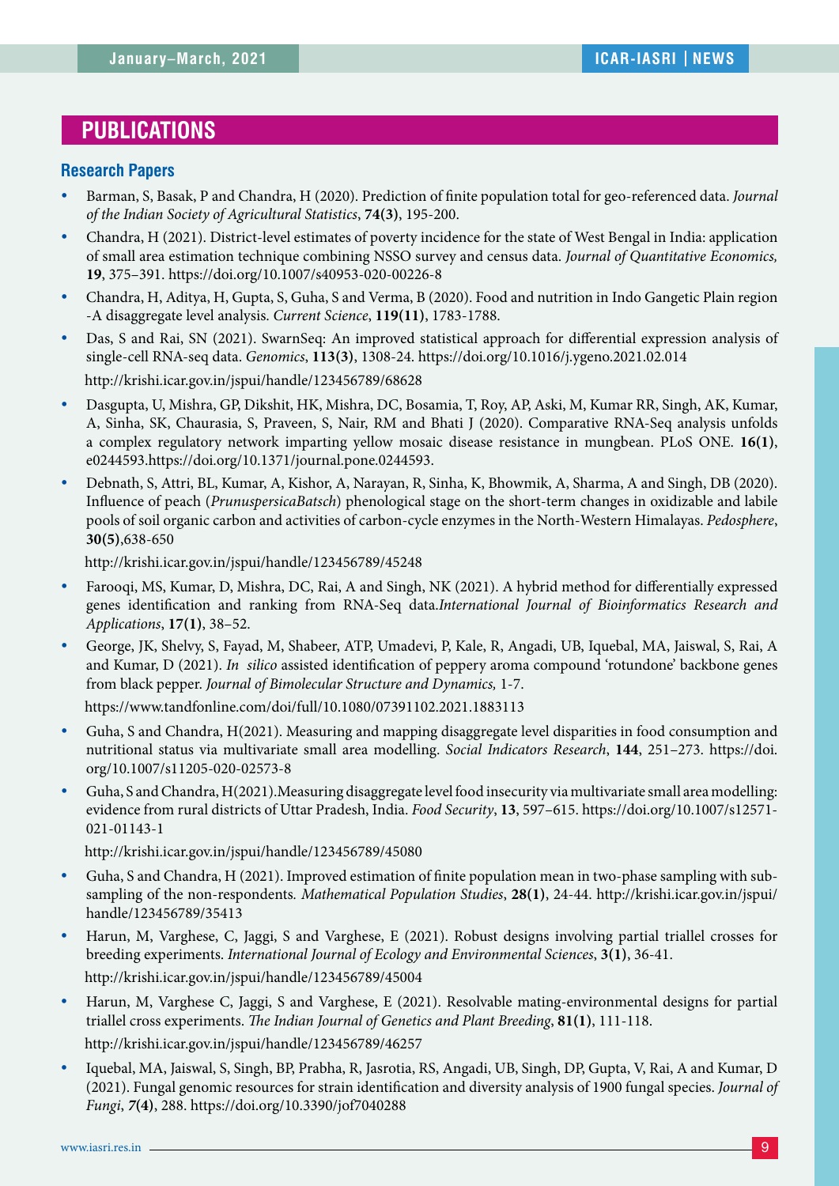# PUBLICATIONS

## Research Papers

- Barman, S, Basak, P and Chandra, H (2020). Prediction of finite population total for geo-referenced data. *Journal of the Indian Society of Agricultural Statistics*, **74(3)**, 195-200.
- Chandra, H (2021). District-level estimates of poverty incidence for the state of West Bengal in India: application of small area estimation technique combining NSSO survey and census data. *Journal of Quantitative Economics,* **19**, 375–391. https://doi.org/10.1007/s40953-020-00226-8
- Chandra, H, Aditya, H, Gupta, S, Guha, S and Verma, B (2020). Food and nutrition in Indo Gangetic Plain region -A disaggregate level analysis. *Current Science*, **119(11)**, 1783-1788.
- Das, S and Rai, SN (2021). SwarnSeq: An improved statistical approach for differential expression analysis of single-cell RNA-seq data. *Genomics*, **113(3)**, 1308-24. https://doi.org/10.1016/j.ygeno.2021.02.014

  http://krishi.icar.gov.in/jspui/handle/123456789/68628
- Dasgupta, U, Mishra, GP, Dikshit, HK, Mishra, DC, Bosamia, T, Roy, AP, Aski, M, Kumar RR, Singh, AK, Kumar, A, Sinha, SK, Chaurasia, S, Praveen, S, Nair, RM and Bhati J (2020). Comparative RNA-Seq analysis unfolds a complex regulatory network imparting yellow mosaic disease resistance in mungbean. PLoS ONE. **16(1)**, e0244593.https://doi.org/10.1371/journal.pone.0244593.
- Debnath, S, Attri, BL, Kumar, A, Kishor, A, Narayan, R, Sinha, K, Bhowmik, A, Sharma, A and Singh, DB (2020). Influence of peach (*PrunuspersicaBatsch*) phenological stage on the short-term changes in oxidizable and labile pools of soil organic carbon and activities of carbon-cycle enzymes in the North-Western Himalayas. *Pedosphere*, **30(5)**,638-650

  http://krishi.icar.gov.in/jspui/handle/123456789/45248
- Farooqi, MS, Kumar, D, Mishra, DC, Rai, A and Singh, NK (2021). A hybrid method for differentially expressed genes identification and ranking from RNA-Seq data.*International Journal of Bioinformatics Research and Applications*, **17(1)**, 38–52.
- George, JK, Shelvy, S, Fayad, M, Shabeer, ATP, Umadevi, P, Kale, R, Angadi, UB, Iquebal, MA, Jaiswal, S, Rai, A and Kumar, D (2021). *In silico* assisted identification of peppery aroma compound 'rotundone' backbone genes from black pepper. *Journal of Bimolecular Structure and Dynamics,* 1-7.

  https://www.tandfonline.com/doi/full/10.1080/07391102.2021.1883113
- Guha, S and Chandra, H(2021). Measuring and mapping disaggregate level disparities in food consumption and nutritional status via multivariate small area modelling. *Social Indicators Research*, **144**, 251–273. https://doi.org/10.1007/s11205-020-02573-8
- Guha, S and Chandra, H(2021).Measuring disaggregate level food insecurity via multivariate small area modelling: evidence from rural districts of Uttar Pradesh, India. *Food Security*, **13**, 597–615. https://doi.org/10.1007/s12571-021-01143-1

  http://krishi.icar.gov.in/jspui/handle/123456789/45080
- Guha, S and Chandra, H (2021). Improved estimation of finite population mean in two-phase sampling with sub-sampling of the non-respondents. *Mathematical Population Studies*, **28(1)**, 24-44. http://krishi.icar.gov.in/jspui/handle/123456789/35413
- Harun, M, Varghese, C, Jaggi, S and Varghese, E (2021). Robust designs involving partial triallel crosses for breeding experiments. *International Journal of Ecology and Environmental Sciences*, **3(1)**, 36-41.

  http://krishi.icar.gov.in/jspui/handle/123456789/45004
- Harun, M, Varghese C, Jaggi, S and Varghese, E (2021). Resolvable mating-environmental designs for partial triallel cross experiments. *The Indian Journal of Genetics and Plant Breeding*, **81(1)**, 111-118.

  http://krishi.icar.gov.in/jspui/handle/123456789/46257
- Iquebal, MA, Jaiswal, S, Singh, BP, Prabha, R, Jasrotia, RS, Angadi, UB, Singh, DP, Gupta, V, Rai, A and Kumar, D (2021). Fungal genomic resources for strain identification and diversity analysis of 1900 fungal species. *Journal of Fungi*, **7(4)**, 288. https://doi.org/10.3390/jof7040288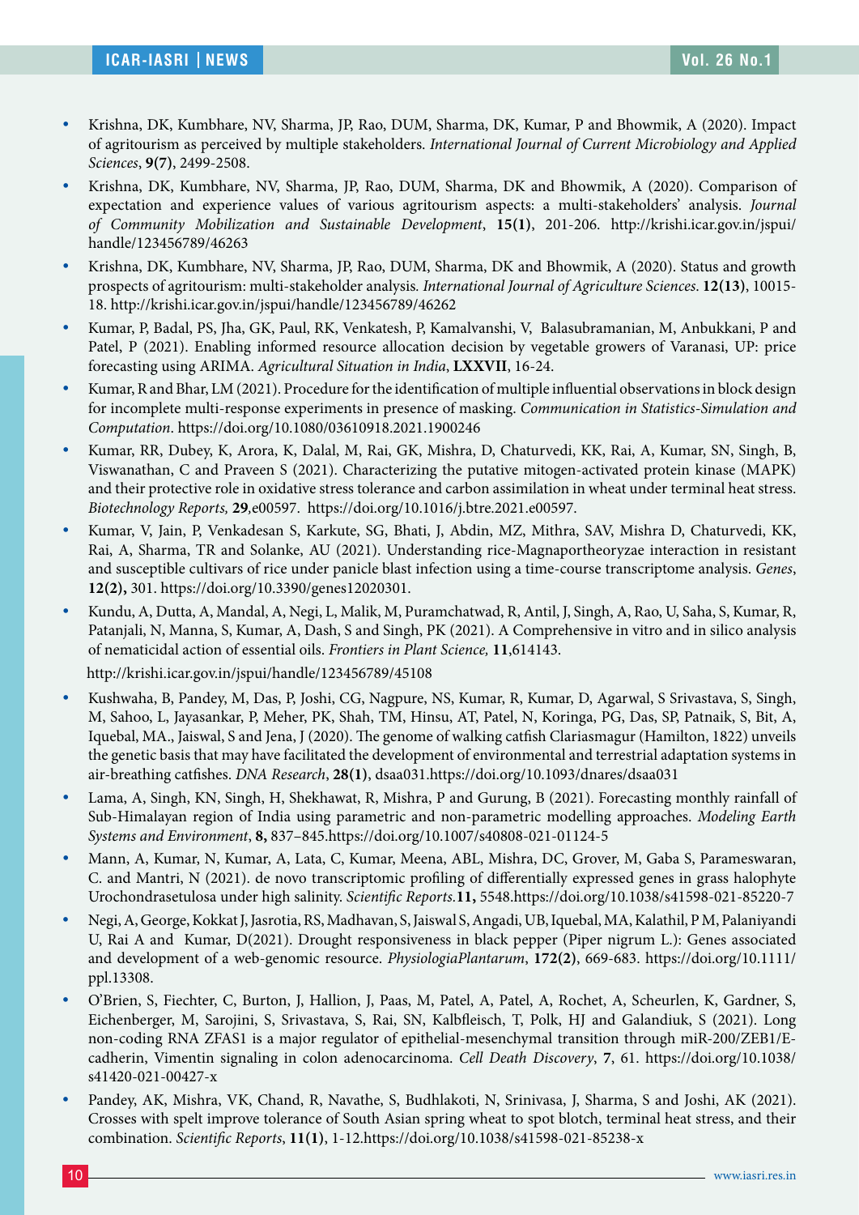- Krishna, DK, Kumbhare, NV, Sharma, JP, Rao, DUM, Sharma, DK, Kumar, P and Bhowmik, A (2020). Impact of agritourism as perceived by multiple stakeholders. *International Journal of Current Microbiology and Applied Sciences*, **9(7)**, 2499-2508.
- Krishna, DK, Kumbhare, NV, Sharma, JP, Rao, DUM, Sharma, DK and Bhowmik, A (2020). Comparison of expectation and experience values of various agritourism aspects: a multi-stakeholders' analysis. *Journal of Community Mobilization and Sustainable Development*, **15(1)**, 201-206. http://krishi.icar.gov.in/jspui/handle/123456789/46263
- Krishna, DK, Kumbhare, NV, Sharma, JP, Rao, DUM, Sharma, DK and Bhowmik, A (2020). Status and growth prospects of agritourism: multi-stakeholder analysis. *International Journal of Agriculture Sciences*. **12(13)**, 10015-18. http://krishi.icar.gov.in/jspui/handle/123456789/46262
- Kumar, P, Badal, PS, Jha, GK, Paul, RK, Venkatesh, P, Kamalvanshi, V, Balasubramanian, M, Anbukkani, P and Patel, P (2021). Enabling informed resource allocation decision by vegetable growers of Varanasi, UP: price forecasting using ARIMA. *Agricultural Situation in India*, **LXXVII**, 16-24.
- Kumar, R and Bhar, LM (2021). Procedure for the identification of multiple influential observations in block design for incomplete multi-response experiments in presence of masking. *Communication in Statistics-Simulation and Computation*. https://doi.org/10.1080/03610918.2021.1900246
- Kumar, RR, Dubey, K, Arora, K, Dalal, M, Rai, GK, Mishra, D, Chaturvedi, KK, Rai, A, Kumar, SN, Singh, B, Viswanathan, C and Praveen S (2021). Characterizing the putative mitogen-activated protein kinase (MAPK) and their protective role in oxidative stress tolerance and carbon assimilation in wheat under terminal heat stress. *Biotechnology Reports,* **29**,e00597. https://doi.org/10.1016/j.btre.2021.e00597.
- Kumar, V, Jain, P, Venkadesan S, Karkute, SG, Bhati, J, Abdin, MZ, Mithra, SAV, Mishra D, Chaturvedi, KK, Rai, A, Sharma, TR and Solanke, AU (2021). Understanding rice-Magnaportheoryzae interaction in resistant and susceptible cultivars of rice under panicle blast infection using a time-course transcriptome analysis. *Genes*, **12(2),** 301. https://doi.org/10.3390/genes12020301.
- Kundu, A, Dutta, A, Mandal, A, Negi, L, Malik, M, Puramchatwad, R, Antil, J, Singh, A, Rao, U, Saha, S, Kumar, R, Patanjali, N, Manna, S, Kumar, A, Dash, S and Singh, PK (2021). A Comprehensive in vitro and in silico analysis of nematicidal action of essential oils. *Frontiers in Plant Science,* **11**,614143.

  http://krishi.icar.gov.in/jspui/handle/123456789/45108
- Kushwaha, B, Pandey, M, Das, P, Joshi, CG, Nagpure, NS, Kumar, R, Kumar, D, Agarwal, S Srivastava, S, Singh, M, Sahoo, L, Jayasankar, P, Meher, PK, Shah, TM, Hinsu, AT, Patel, N, Koringa, PG, Das, SP, Patnaik, S, Bit, A, Iquebal, MA., Jaiswal, S and Jena, J (2020). The genome of walking catfish Clariasmagur (Hamilton, 1822) unveils the genetic basis that may have facilitated the development of environmental and terrestrial adaptation systems in air-breathing catfishes. *DNA Research*, **28(1)**, dsaa031.https://doi.org/10.1093/dnares/dsaa031
- Lama, A, Singh, KN, Singh, H, Shekhawat, R, Mishra, P and Gurung, B (2021). Forecasting monthly rainfall of Sub-Himalayan region of India using parametric and non-parametric modelling approaches. *Modeling Earth Systems and Environment*, **8,** 837–845.https://doi.org/10.1007/s40808-021-01124-5
- Mann, A, Kumar, N, Kumar, A, Lata, C, Kumar, Meena, ABL, Mishra, DC, Grover, M, Gaba S, Parameswaran, C. and Mantri, N (2021). de novo transcriptomic profiling of differentially expressed genes in grass halophyte Urochondrasetulosa under high salinity. *Scientific Reports*.**11,** 5548.https://doi.org/10.1038/s41598-021-85220-7
- Negi, A, George, Kokkat J, Jasrotia, RS, Madhavan, S, Jaiswal S, Angadi, UB, Iquebal, MA, Kalathil, P M, Palaniyandi U, Rai A and Kumar, D(2021). Drought responsiveness in black pepper (Piper nigrum L.): Genes associated and development of a web-genomic resource. *PhysiologiaPlantarum*, **172(2)**, 669-683. https://doi.org/10.1111/ppl.13308.
- O'Brien, S, Fiechter, C, Burton, J, Hallion, J, Paas, M, Patel, A, Patel, A, Rochet, A, Scheurlen, K, Gardner, S, Eichenberger, M, Sarojini, S, Srivastava, S, Rai, SN, Kalbfleisch, T, Polk, HJ and Galandiuk, S (2021). Long non-coding RNA ZFAS1 is a major regulator of epithelial-mesenchymal transition through miR-200/ZEB1/E-cadherin, Vimentin signaling in colon adenocarcinoma. *Cell Death Discovery*, **7**, 61. https://doi.org/10.1038/s41420-021-00427-x
- Pandey, AK, Mishra, VK, Chand, R, Navathe, S, Budhlakoti, N, Srinivasa, J, Sharma, S and Joshi, AK (2021). Crosses with spelt improve tolerance of South Asian spring wheat to spot blotch, terminal heat stress, and their combination. *Scientific Reports*, **11(1)**, 1-12.https://doi.org/10.1038/s41598-021-85238-x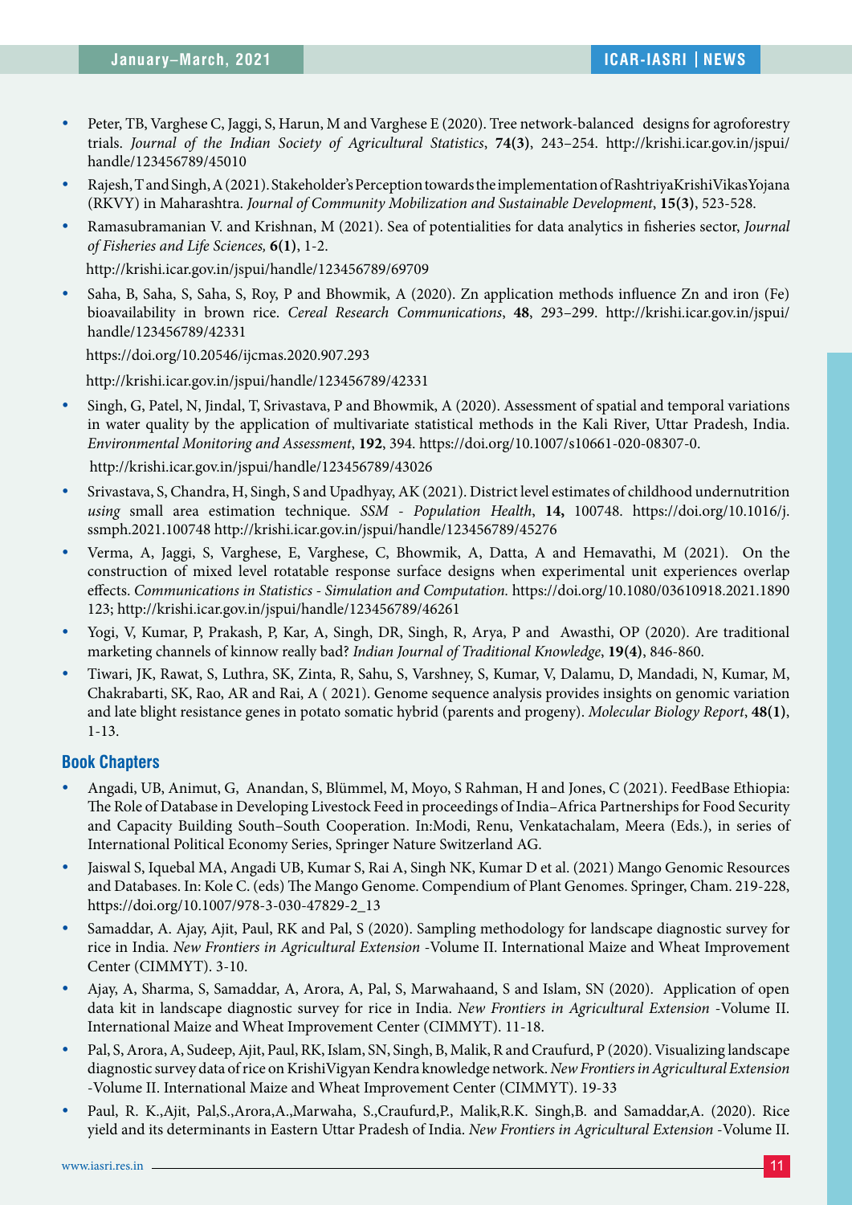- Peter, TB, Varghese C, Jaggi, S, Harun, M and Varghese E (2020). Tree network-balanced designs for agroforestry trials. *Journal of the Indian Society of Agricultural Statistics*, **74(3)**, 243–254. http://krishi.icar.gov.in/jspui/handle/123456789/45010
- Rajesh, T and Singh, A (2021). Stakeholder's Perception towards the implementation of RashtriyaKrishiVikasYojana (RKVY) in Maharashtra. *Journal of Community Mobilization and Sustainable Development*, **15(3)**, 523-528.
- Ramasubramanian V. and Krishnan, M (2021). Sea of potentialities for data analytics in fisheries sector, *Journal of Fisheries and Life Sciences,* **6(1)**, 1-2.

  http://krishi.icar.gov.in/jspui/handle/123456789/69709
- Saha, B, Saha, S, Saha, S, Roy, P and Bhowmik, A (2020). Zn application methods influence Zn and iron (Fe) bioavailability in brown rice. *Cereal Research Communications*, **48**, 293–299. http://krishi.icar.gov.in/jspui/handle/123456789/42331

  https://doi.org/10.20546/ijcmas.2020.907.293

  http://krishi.icar.gov.in/jspui/handle/123456789/42331
- Singh, G, Patel, N, Jindal, T, Srivastava, P and Bhowmik, A (2020). Assessment of spatial and temporal variations in water quality by the application of multivariate statistical methods in the Kali River, Uttar Pradesh, India. *Environmental Monitoring and Assessment*, **192**, 394. https://doi.org/10.1007/s10661-020-08307-0.

  http://krishi.icar.gov.in/jspui/handle/123456789/43026
- Srivastava, S, Chandra, H, Singh, S and Upadhyay, AK (2021). District level estimates of childhood undernutrition *using* small area estimation technique. *SSM - Population Health*, **14,** 100748. https://doi.org/10.1016/j.ssmph.2021.100748 http://krishi.icar.gov.in/jspui/handle/123456789/45276
- Verma, A, Jaggi, S, Varghese, E, Varghese, C, Bhowmik, A, Datta, A and Hemavathi, M (2021). On the construction of mixed level rotatable response surface designs when experimental unit experiences overlap effects. *Communications in Statistics - Simulation and Computation.* https://doi.org/10.1080/03610918.2021.1890123; http://krishi.icar.gov.in/jspui/handle/123456789/46261
- Yogi, V, Kumar, P, Prakash, P, Kar, A, Singh, DR, Singh, R, Arya, P and Awasthi, OP (2020). Are traditional marketing channels of kinnow really bad? *Indian Journal of Traditional Knowledge*, **19(4)**, 846-860.
- Tiwari, JK, Rawat, S, Luthra, SK, Zinta, R, Sahu, S, Varshney, S, Kumar, V, Dalamu, D, Mandadi, N, Kumar, M, Chakrabarti, SK, Rao, AR and Rai, A ( 2021). Genome sequence analysis provides insights on genomic variation and late blight resistance genes in potato somatic hybrid (parents and progeny). *Molecular Biology Report*, **48(1)**, 1-13.

## Book Chapters

- Angadi, UB, Animut, G, Anandan, S, Blümmel, M, Moyo, S Rahman, H and Jones, C (2021). FeedBase Ethiopia: The Role of Database in Developing Livestock Feed in proceedings of India–Africa Partnerships for Food Security and Capacity Building South–South Cooperation. In:Modi, Renu, Venkatachalam, Meera (Eds.), in series of International Political Economy Series, Springer Nature Switzerland AG.
- Jaiswal S, Iquebal MA, Angadi UB, Kumar S, Rai A, Singh NK, Kumar D et al. (2021) Mango Genomic Resources and Databases. In: Kole C. (eds) The Mango Genome. Compendium of Plant Genomes. Springer, Cham. 219-228, https://doi.org/10.1007/978-3-030-47829-2_13
- Samaddar, A. Ajay, Ajit, Paul, RK and Pal, S (2020). Sampling methodology for landscape diagnostic survey for rice in India. *New Frontiers in Agricultural Extension* -Volume II. International Maize and Wheat Improvement Center (CIMMYT). 3-10.
- Ajay, A, Sharma, S, Samaddar, A, Arora, A, Pal, S, Marwahaand, S and Islam, SN (2020). Application of open data kit in landscape diagnostic survey for rice in India. *New Frontiers in Agricultural Extension* -Volume II. International Maize and Wheat Improvement Center (CIMMYT). 11-18.
- Pal, S, Arora, A, Sudeep, Ajit, Paul, RK, Islam, SN, Singh, B, Malik, R and Craufurd, P (2020). Visualizing landscape diagnostic survey data of rice on KrishiVigyan Kendra knowledge network. *New Frontiers in Agricultural Extension* -Volume II. International Maize and Wheat Improvement Center (CIMMYT). 19-33
- Paul, R. K.,Ajit, Pal,S.,Arora,A.,Marwaha, S.,Craufurd,P., Malik,R.K. Singh,B. and Samaddar,A. (2020). Rice yield and its determinants in Eastern Uttar Pradesh of India. *New Frontiers in Agricultural Extension* -Volume II.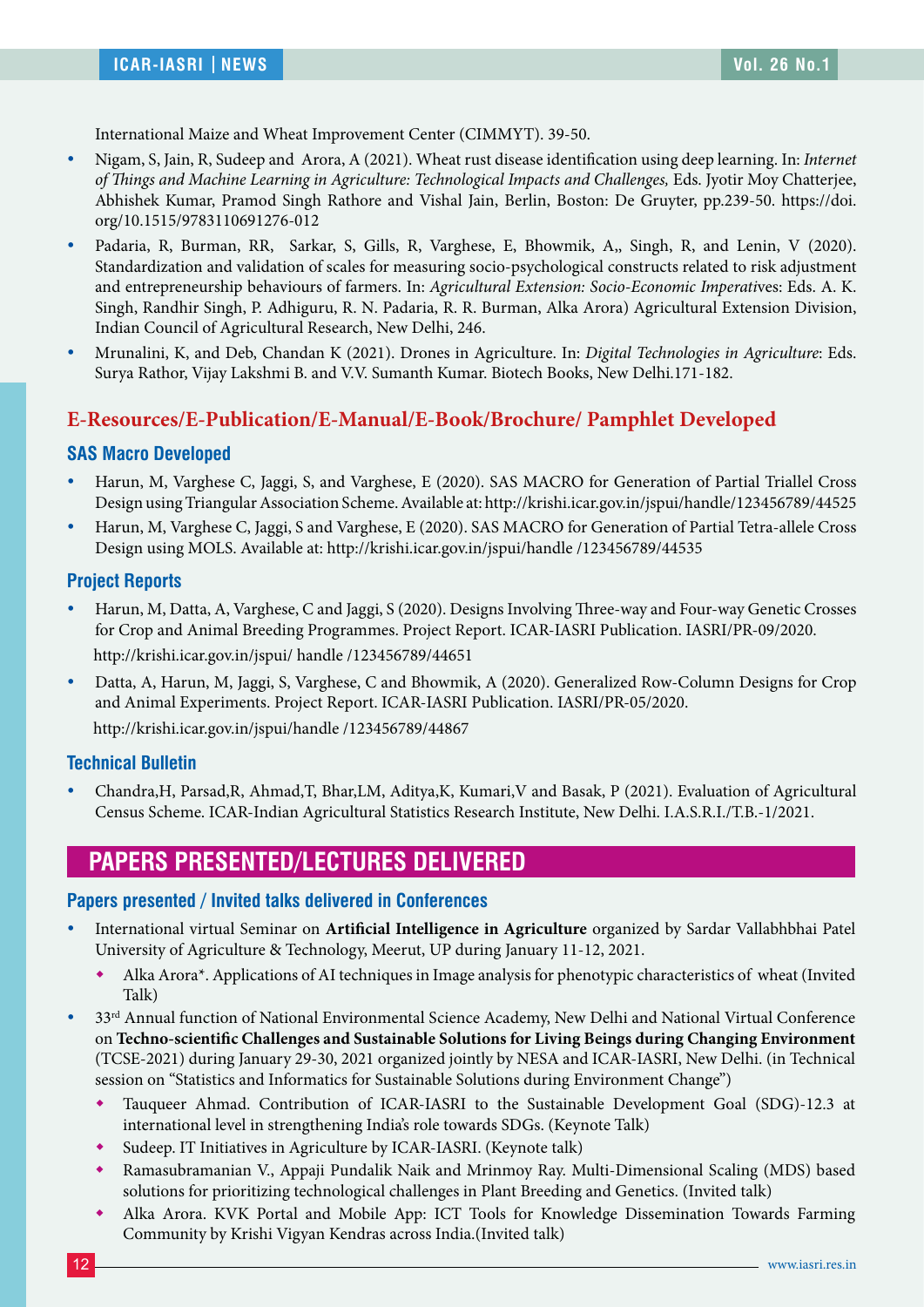International Maize and Wheat Improvement Center (CIMMYT). 39-50.

- Nigam, S, Jain, R, Sudeep and Arora, A (2021). Wheat rust disease identification using deep learning. In: *Internet of Things and Machine Learning in Agriculture: Technological Impacts and Challenges,* Eds. Jyotir Moy Chatterjee, Abhishek Kumar, Pramod Singh Rathore and Vishal Jain, Berlin, Boston: De Gruyter, pp.239-50. https://doi.org/10.1515/9783110691276-012
- Padaria, R, Burman, RR, Sarkar, S, Gills, R, Varghese, E, Bhowmik, A,, Singh, R, and Lenin, V (2020). Standardization and validation of scales for measuring socio-psychological constructs related to risk adjustment and entrepreneurship behaviours of farmers. In: *Agricultural Extension: Socio-Economic Imperati*ves: Eds. A. K. Singh, Randhir Singh, P. Adhiguru, R. N. Padaria, R. R. Burman, Alka Arora) Agricultural Extension Division, Indian Council of Agricultural Research, New Delhi, 246.
- Mrunalini, K, and Deb, Chandan K (2021). Drones in Agriculture. In: *Digital Technologies in Agriculture*: Eds. Surya Rathor, Vijay Lakshmi B. and V.V. Sumanth Kumar. Biotech Books, New Delhi.171-182.

## E-Resources/E-Publication/E-Manual/E-Book/Brochure/ Pamphlet Developed

### SAS Macro Developed

- Harun, M, Varghese C, Jaggi, S, and Varghese, E (2020). SAS MACRO for Generation of Partial Triallel Cross Design using Triangular Association Scheme. Available at: http://krishi.icar.gov.in/jspui/handle/123456789/44525
- Harun, M, Varghese C, Jaggi, S and Varghese, E (2020). SAS MACRO for Generation of Partial Tetra-allele Cross Design using MOLS. Available at: http://krishi.icar.gov.in/jspui/handle /123456789/44535

### Project Reports

- Harun, M, Datta, A, Varghese, C and Jaggi, S (2020). Designs Involving Three-way and Four-way Genetic Crosses for Crop and Animal Breeding Programmes. Project Report. ICAR-IASRI Publication. IASRI/PR-09/2020.
  http://krishi.icar.gov.in/jspui/ handle /123456789/44651
- Datta, A, Harun, M, Jaggi, S, Varghese, C and Bhowmik, A (2020). Generalized Row-Column Designs for Crop and Animal Experiments. Project Report. ICAR-IASRI Publication. IASRI/PR-05/2020.
  http://krishi.icar.gov.in/jspui/handle /123456789/44867

### Technical Bulletin

- Chandra,H, Parsad,R, Ahmad,T, Bhar,LM, Aditya,K, Kumari,V and Basak, P (2021). Evaluation of Agricultural Census Scheme. ICAR-Indian Agricultural Statistics Research Institute, New Delhi. I.A.S.R.I./T.B.-1/2021.

## PAPERS PRESENTED/LECTURES DELIVERED

### Papers presented / Invited talks delivered in Conferences

- International virtual Seminar on **Artificial Intelligence in Agriculture** organized by Sardar Vallabhbhai Patel University of Agriculture & Technology, Meerut, UP during January 11-12, 2021.
  - Alka Arora*. Applications of AI techniques in Image analysis for phenotypic characteristics of wheat (Invited Talk)
- 33rd Annual function of National Environmental Science Academy, New Delhi and National Virtual Conference on **Techno-scientific Challenges and Sustainable Solutions for Living Beings during Changing Environment** (TCSE-2021) during January 29-30, 2021 organized jointly by NESA and ICAR-IASRI, New Delhi. (in Technical session on "Statistics and Informatics for Sustainable Solutions during Environment Change")
  - Tauqueer Ahmad. Contribution of ICAR-IASRI to the Sustainable Development Goal (SDG)-12.3 at international level in strengthening India's role towards SDGs. (Keynote Talk)
  - Sudeep. IT Initiatives in Agriculture by ICAR-IASRI. (Keynote talk)
  - Ramasubramanian V., Appaji Pundalik Naik and Mrinmoy Ray. Multi-Dimensional Scaling (MDS) based solutions for prioritizing technological challenges in Plant Breeding and Genetics. (Invited talk)
  - Alka Arora. KVK Portal and Mobile App: ICT Tools for Knowledge Dissemination Towards Farming Community by Krishi Vigyan Kendras across India.(Invited talk)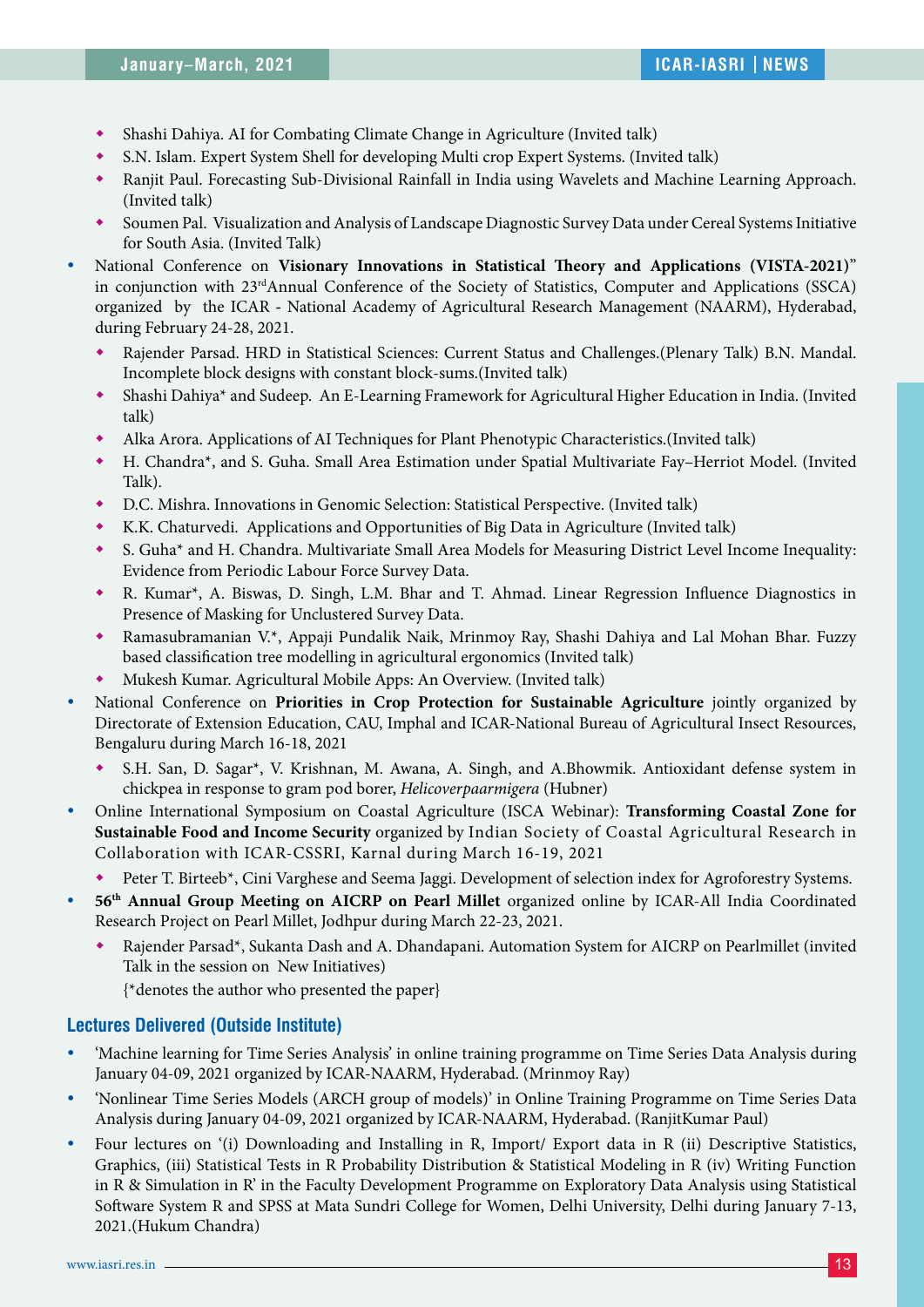- Shashi Dahiya. AI for Combating Climate Change in Agriculture (Invited talk)
- S.N. Islam. Expert System Shell for developing Multi crop Expert Systems. (Invited talk)
- Ranjit Paul. Forecasting Sub-Divisional Rainfall in India using Wavelets and Machine Learning Approach. (Invited talk)
- Soumen Pal. Visualization and Analysis of Landscape Diagnostic Survey Data under Cereal Systems Initiative for South Asia. (Invited Talk)

- National Conference on **Visionary Innovations in Statistical Theory and Applications (VISTA-2021)**" in conjunction with 23rd Annual Conference of the Society of Statistics, Computer and Applications (SSCA) organized by the ICAR - National Academy of Agricultural Research Management (NAARM), Hyderabad, during February 24-28, 2021.
  - Rajender Parsad. HRD in Statistical Sciences: Current Status and Challenges.(Plenary Talk) B.N. Mandal. Incomplete block designs with constant block-sums.(Invited talk)
  - Shashi Dahiya* and Sudeep. An E-Learning Framework for Agricultural Higher Education in India. (Invited talk)
  - Alka Arora. Applications of AI Techniques for Plant Phenotypic Characteristics.(Invited talk)
  - H. Chandra*, and S. Guha. Small Area Estimation under Spatial Multivariate Fay–Herriot Model. (Invited Talk).
  - D.C. Mishra. Innovations in Genomic Selection: Statistical Perspective. (Invited talk)
  - K.K. Chaturvedi. Applications and Opportunities of Big Data in Agriculture (Invited talk)
  - S. Guha* and H. Chandra. Multivariate Small Area Models for Measuring District Level Income Inequality: Evidence from Periodic Labour Force Survey Data.
  - R. Kumar*, A. Biswas, D. Singh, L.M. Bhar and T. Ahmad. Linear Regression Influence Diagnostics in Presence of Masking for Unclustered Survey Data.
  - Ramasubramanian V.*, Appaji Pundalik Naik, Mrinmoy Ray, Shashi Dahiya and Lal Mohan Bhar. Fuzzy based classification tree modelling in agricultural ergonomics (Invited talk)
  - Mukesh Kumar. Agricultural Mobile Apps: An Overview. (Invited talk)
- National Conference on **Priorities in Crop Protection for Sustainable Agriculture** jointly organized by Directorate of Extension Education, CAU, Imphal and ICAR-National Bureau of Agricultural Insect Resources, Bengaluru during March 16-18, 2021
  - S.H. San, D. Sagar*, V. Krishnan, M. Awana, A. Singh, and A.Bhowmik. Antioxidant defense system in chickpea in response to gram pod borer, *Helicoverpaarmigera* (Hubner)
- Online International Symposium on Coastal Agriculture (ISCA Webinar): **Transforming Coastal Zone for Sustainable Food and Income Security** organized by Indian Society of Coastal Agricultural Research in Collaboration with ICAR-CSSRI, Karnal during March 16-19, 2021
  - Peter T. Birteeb*, Cini Varghese and Seema Jaggi. Development of selection index for Agroforestry Systems.
- **56th Annual Group Meeting on AICRP on Pearl Millet** organized online by ICAR-All India Coordinated Research Project on Pearl Millet, Jodhpur during March 22-23, 2021.
  - Rajender Parsad*, Sukanta Dash and A. Dhandapani. Automation System for AICRP on Pearlmillet (invited Talk in the session on New Initiatives)

  {*denotes the author who presented the paper}

### Lectures Delivered (Outside Institute)

- 'Machine learning for Time Series Analysis' in online training programme on Time Series Data Analysis during January 04-09, 2021 organized by ICAR-NAARM, Hyderabad. (Mrinmoy Ray)
- 'Nonlinear Time Series Models (ARCH group of models)' in Online Training Programme on Time Series Data Analysis during January 04-09, 2021 organized by ICAR-NAARM, Hyderabad. (RanjitKumar Paul)
- Four lectures on '(i) Downloading and Installing in R, Import/ Export data in R (ii) Descriptive Statistics, Graphics, (iii) Statistical Tests in R Probability Distribution & Statistical Modeling in R (iv) Writing Function in R & Simulation in R' in the Faculty Development Programme on Exploratory Data Analysis using Statistical Software System R and SPSS at Mata Sundri College for Women, Delhi University, Delhi during January 7-13, 2021.(Hukum Chandra)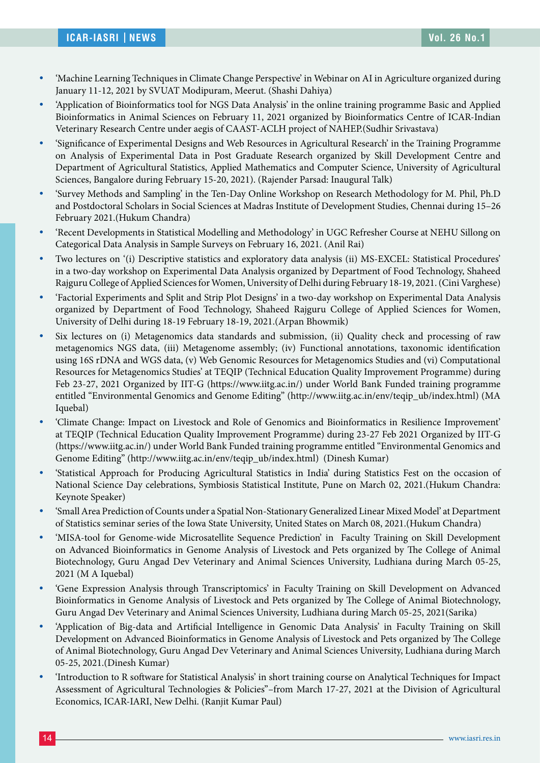- 'Machine Learning Techniques in Climate Change Perspective' in Webinar on AI in Agriculture organized during January 11-12, 2021 by SVUAT Modipuram, Meerut. (Shashi Dahiya)
- 'Application of Bioinformatics tool for NGS Data Analysis' in the online training programme Basic and Applied Bioinformatics in Animal Sciences on February 11, 2021 organized by Bioinformatics Centre of ICAR-Indian Veterinary Research Centre under aegis of CAAST-ACLH project of NAHEP.(Sudhir Srivastava)
- 'Significance of Experimental Designs and Web Resources in Agricultural Research' in the Training Programme on Analysis of Experimental Data in Post Graduate Research organized by Skill Development Centre and Department of Agricultural Statistics, Applied Mathematics and Computer Science, University of Agricultural Sciences, Bangalore during February 15-20, 2021). (Rajender Parsad: Inaugural Talk)
- 'Survey Methods and Sampling' in the Ten-Day Online Workshop on Research Methodology for M. Phil, Ph.D and Postdoctoral Scholars in Social Sciences at Madras Institute of Development Studies, Chennai during 15–26 February 2021.(Hukum Chandra)
- 'Recent Developments in Statistical Modelling and Methodology' in UGC Refresher Course at NEHU Sillong on Categorical Data Analysis in Sample Surveys on February 16, 2021. (Anil Rai)
- Two lectures on '(i) Descriptive statistics and exploratory data analysis (ii) MS-EXCEL: Statistical Procedures' in a two-day workshop on Experimental Data Analysis organized by Department of Food Technology, Shaheed Rajguru College of Applied Sciences for Women, University of Delhi during February 18-19, 2021. (Cini Varghese)
- 'Factorial Experiments and Split and Strip Plot Designs' in a two-day workshop on Experimental Data Analysis organized by Department of Food Technology, Shaheed Rajguru College of Applied Sciences for Women, University of Delhi during 18-19 February 18-19, 2021.(Arpan Bhowmik)
- Six lectures on (i) Metagenomics data standards and submission, (ii) Quality check and processing of raw metagenomics NGS data, (iii) Metagenome assembly; (iv) Functional annotations, taxonomic identification using 16S rDNA and WGS data, (v) Web Genomic Resources for Metagenomics Studies and (vi) Computational Resources for Metagenomics Studies' at TEQIP (Technical Education Quality Improvement Programme) during Feb 23-27, 2021 Organized by IIT-G (https://www.iitg.ac.in/) under World Bank Funded training programme entitled "Environmental Genomics and Genome Editing" (http://www.iitg.ac.in/env/teqip_ub/index.html) (MA Iquebal)
- 'Climate Change: Impact on Livestock and Role of Genomics and Bioinformatics in Resilience Improvement' at TEQIP (Technical Education Quality Improvement Programme) during 23-27 Feb 2021 Organized by IIT-G (https://www.iitg.ac.in/) under World Bank Funded training programme entitled "Environmental Genomics and Genome Editing" (http://www.iitg.ac.in/env/teqip_ub/index.html) (Dinesh Kumar)
- 'Statistical Approach for Producing Agricultural Statistics in India' during Statistics Fest on the occasion of National Science Day celebrations, Symbiosis Statistical Institute, Pune on March 02, 2021.(Hukum Chandra: Keynote Speaker)
- 'Small Area Prediction of Counts under a Spatial Non-Stationary Generalized Linear Mixed Model' at Department of Statistics seminar series of the Iowa State University, United States on March 08, 2021.(Hukum Chandra)
- 'MISA-tool for Genome-wide Microsatellite Sequence Prediction' in Faculty Training on Skill Development on Advanced Bioinformatics in Genome Analysis of Livestock and Pets organized by The College of Animal Biotechnology, Guru Angad Dev Veterinary and Animal Sciences University, Ludhiana during March 05-25, 2021 (M A Iquebal)
- 'Gene Expression Analysis through Transcriptomics' in Faculty Training on Skill Development on Advanced Bioinformatics in Genome Analysis of Livestock and Pets organized by The College of Animal Biotechnology, Guru Angad Dev Veterinary and Animal Sciences University, Ludhiana during March 05-25, 2021(Sarika)
- 'Application of Big-data and Artificial Intelligence in Genomic Data Analysis' in Faculty Training on Skill Development on Advanced Bioinformatics in Genome Analysis of Livestock and Pets organized by The College of Animal Biotechnology, Guru Angad Dev Veterinary and Animal Sciences University, Ludhiana during March 05-25, 2021.(Dinesh Kumar)
- 'Introduction to R software for Statistical Analysis' in short training course on Analytical Techniques for Impact Assessment of Agricultural Technologies & Policies"–from March 17-27, 2021 at the Division of Agricultural Economics, ICAR-IARI, New Delhi. (Ranjit Kumar Paul)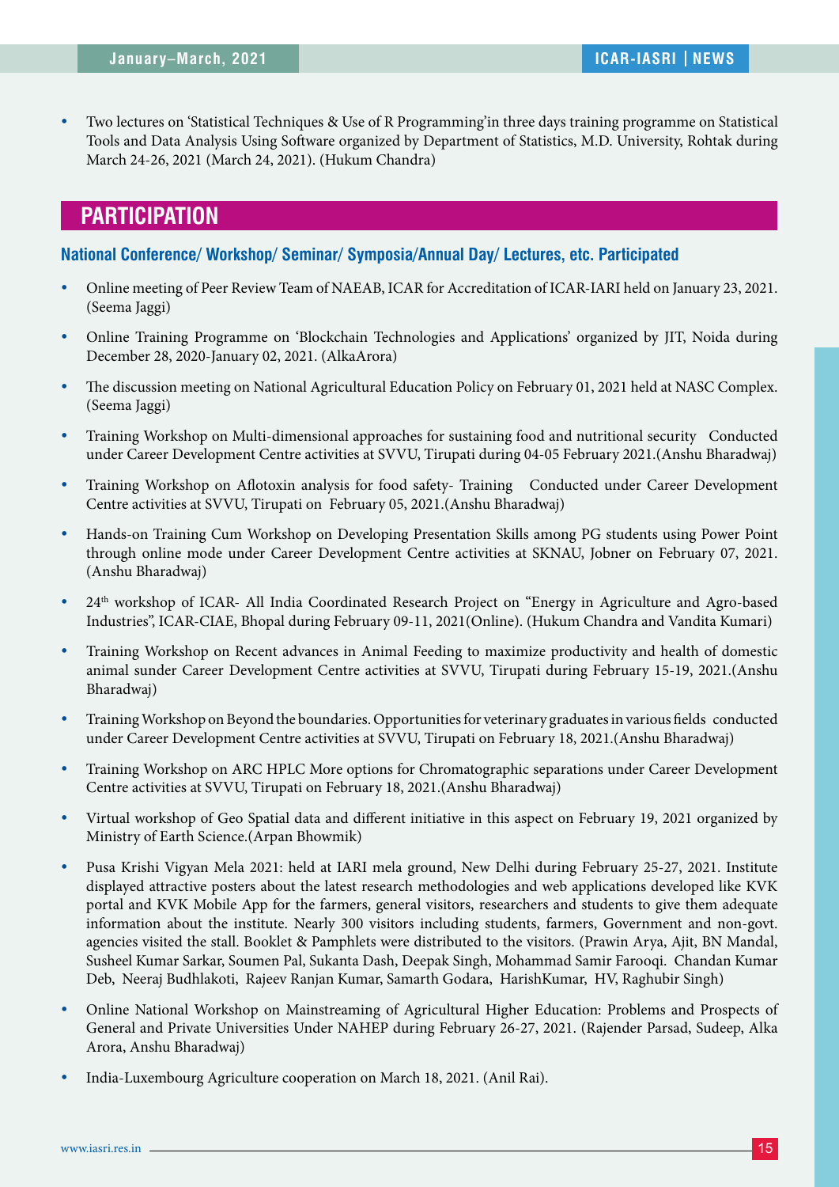- Two lectures on 'Statistical Techniques & Use of R Programming'in three days training programme on Statistical Tools and Data Analysis Using Software organized by Department of Statistics, M.D. University, Rohtak during March 24-26, 2021 (March 24, 2021). (Hukum Chandra)

## PARTICIPATION

### National Conference/ Workshop/ Seminar/ Symposia/Annual Day/ Lectures, etc. Participated

- Online meeting of Peer Review Team of NAEAB, ICAR for Accreditation of ICAR-IARI held on January 23, 2021. (Seema Jaggi)
- Online Training Programme on 'Blockchain Technologies and Applications' organized by JIT, Noida during December 28, 2020-January 02, 2021. (AlkaArora)
- The discussion meeting on National Agricultural Education Policy on February 01, 2021 held at NASC Complex. (Seema Jaggi)
- Training Workshop on Multi-dimensional approaches for sustaining food and nutritional security Conducted under Career Development Centre activities at SVVU, Tirupati during 04-05 February 2021.(Anshu Bharadwaj)
- Training Workshop on Aflotoxin analysis for food safety- Training Conducted under Career Development Centre activities at SVVU, Tirupati on February 05, 2021.(Anshu Bharadwaj)
- Hands-on Training Cum Workshop on Developing Presentation Skills among PG students using Power Point through online mode under Career Development Centre activities at SKNAU, Jobner on February 07, 2021. (Anshu Bharadwaj)
- 24th workshop of ICAR- All India Coordinated Research Project on "Energy in Agriculture and Agro-based Industries", ICAR-CIAE, Bhopal during February 09-11, 2021(Online). (Hukum Chandra and Vandita Kumari)
- Training Workshop on Recent advances in Animal Feeding to maximize productivity and health of domestic animal sunder Career Development Centre activities at SVVU, Tirupati during February 15-19, 2021.(Anshu Bharadwaj)
- Training Workshop on Beyond the boundaries. Opportunities for veterinary graduates in various fields conducted under Career Development Centre activities at SVVU, Tirupati on February 18, 2021.(Anshu Bharadwaj)
- Training Workshop on ARC HPLC More options for Chromatographic separations under Career Development Centre activities at SVVU, Tirupati on February 18, 2021.(Anshu Bharadwaj)
- Virtual workshop of Geo Spatial data and different initiative in this aspect on February 19, 2021 organized by Ministry of Earth Science.(Arpan Bhowmik)
- Pusa Krishi Vigyan Mela 2021: held at IARI mela ground, New Delhi during February 25-27, 2021. Institute displayed attractive posters about the latest research methodologies and web applications developed like KVK portal and KVK Mobile App for the farmers, general visitors, researchers and students to give them adequate information about the institute. Nearly 300 visitors including students, farmers, Government and non-govt. agencies visited the stall. Booklet & Pamphlets were distributed to the visitors. (Prawin Arya, Ajit, BN Mandal, Susheel Kumar Sarkar, Soumen Pal, Sukanta Dash, Deepak Singh, Mohammad Samir Farooqi. Chandan Kumar Deb, Neeraj Budhlakoti, Rajeev Ranjan Kumar, Samarth Godara, HarishKumar, HV, Raghubir Singh)
- Online National Workshop on Mainstreaming of Agricultural Higher Education: Problems and Prospects of General and Private Universities Under NAHEP during February 26-27, 2021. (Rajender Parsad, Sudeep, Alka Arora, Anshu Bharadwaj)
- India-Luxembourg Agriculture cooperation on March 18, 2021. (Anil Rai).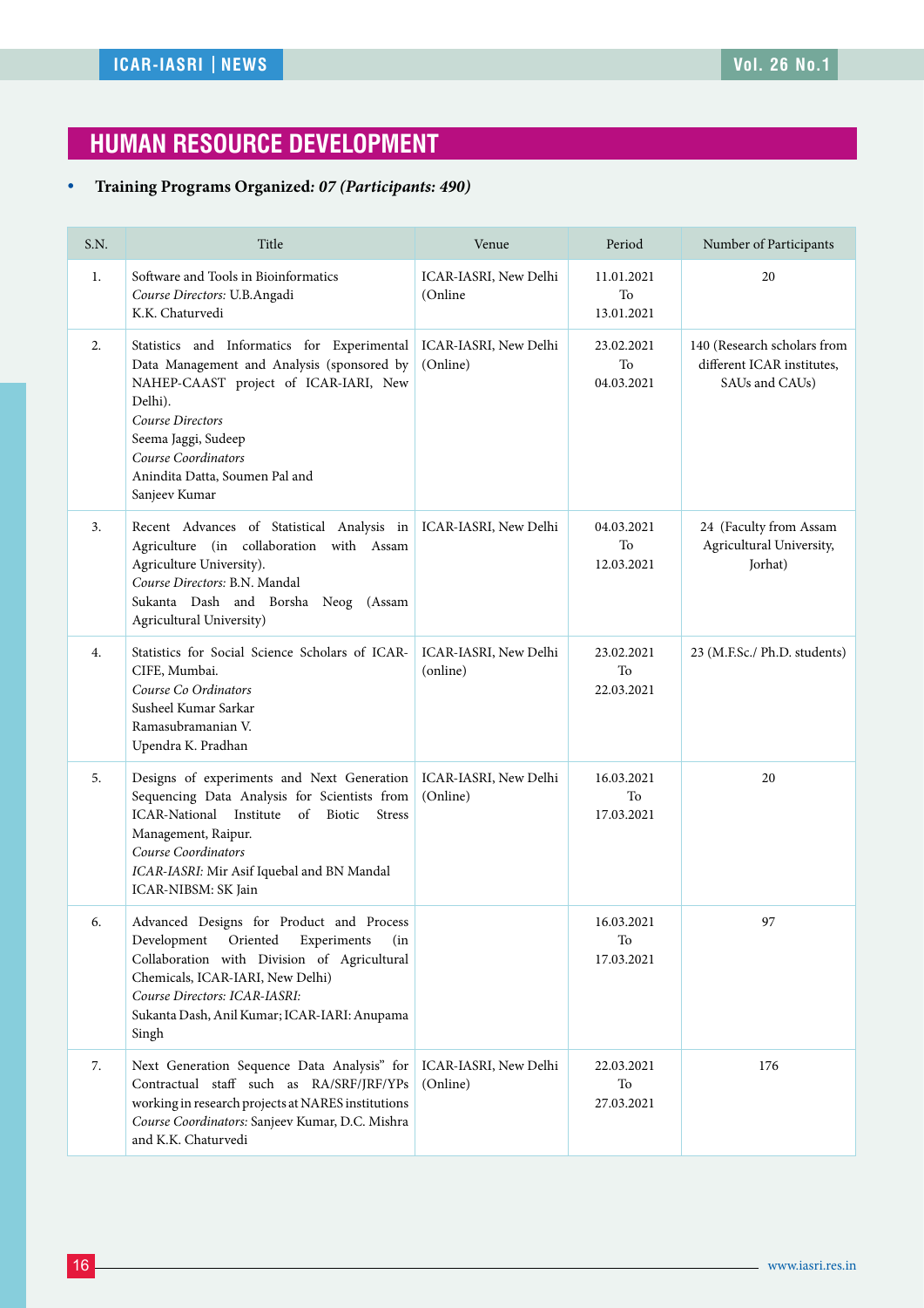# HUMAN RESOURCE DEVELOPMENT

- **Training Programs Organized:** ***07 (Participants: 490)***

| S.N. | Title | Venue | Period | Number of Participants |
|---|---|---|---|---|
| 1. | Software and Tools in Bioinformatics<br>*Course Directors:* U.B.Angadi<br>K.K. Chaturvedi | ICAR-IASRI, New Delhi (Online | 11.01.2021<br>To<br>13.01.2021 | 20 |
| 2. | Statistics and Informatics for Experimental Data Management and Analysis (sponsored by NAHEP-CAAST project of ICAR-IARI, New Delhi).<br>*Course Directors*<br>Seema Jaggi, Sudeep<br>*Course Coordinators*<br>Anindita Datta, Soumen Pal and Sanjeev Kumar | ICAR-IASRI, New Delhi (Online) | 23.02.2021<br>To<br>04.03.2021 | 140 (Research scholars from different ICAR institutes, SAUs and CAUs) |
| 3. | Recent Advances of Statistical Analysis in Agriculture (in collaboration with Assam Agriculture University).<br>*Course Directors:* B.N. Mandal<br>Sukanta Dash and Borsha Neog (Assam Agricultural University) | ICAR-IASRI, New Delhi | 04.03.2021<br>To<br>12.03.2021 | 24 (Faculty from Assam Agricultural University, Jorhat) |
| 4. | Statistics for Social Science Scholars of ICAR-CIFE, Mumbai.<br>*Course Co Ordinators*<br>Susheel Kumar Sarkar<br>Ramasubramanian V.<br>Upendra K. Pradhan | ICAR-IASRI, New Delhi (online) | 23.02.2021<br>To<br>22.03.2021 | 23 (M.F.Sc./ Ph.D. students) |
| 5. | Designs of experiments and Next Generation Sequencing Data Analysis for Scientists from ICAR-National Institute of Biotic Stress Management, Raipur.<br>*Course Coordinators*<br>*ICAR-IASRI:* Mir Asif Iquebal and BN Mandal<br>ICAR-NIBSM: SK Jain | ICAR-IASRI, New Delhi (Online) | 16.03.2021<br>To<br>17.03.2021 | 20 |
| 6. | Advanced Designs for Product and Process Development Oriented Experiments (in Collaboration with Division of Agricultural Chemicals, ICAR-IARI, New Delhi)<br>*Course Directors: ICAR-IASRI:*<br>Sukanta Dash, Anil Kumar; ICAR-IARI: Anupama Singh | | 16.03.2021<br>To<br>17.03.2021 | 97 |
| 7. | Next Generation Sequence Data Analysis" for Contractual staff such as RA/SRF/JRF/YPs working in research projects at NARES institutions<br>*Course Coordinators:* Sanjeev Kumar, D.C. Mishra and K.K. Chaturvedi | ICAR-IASRI, New Delhi (Online) | 22.03.2021<br>To<br>27.03.2021 | 176 |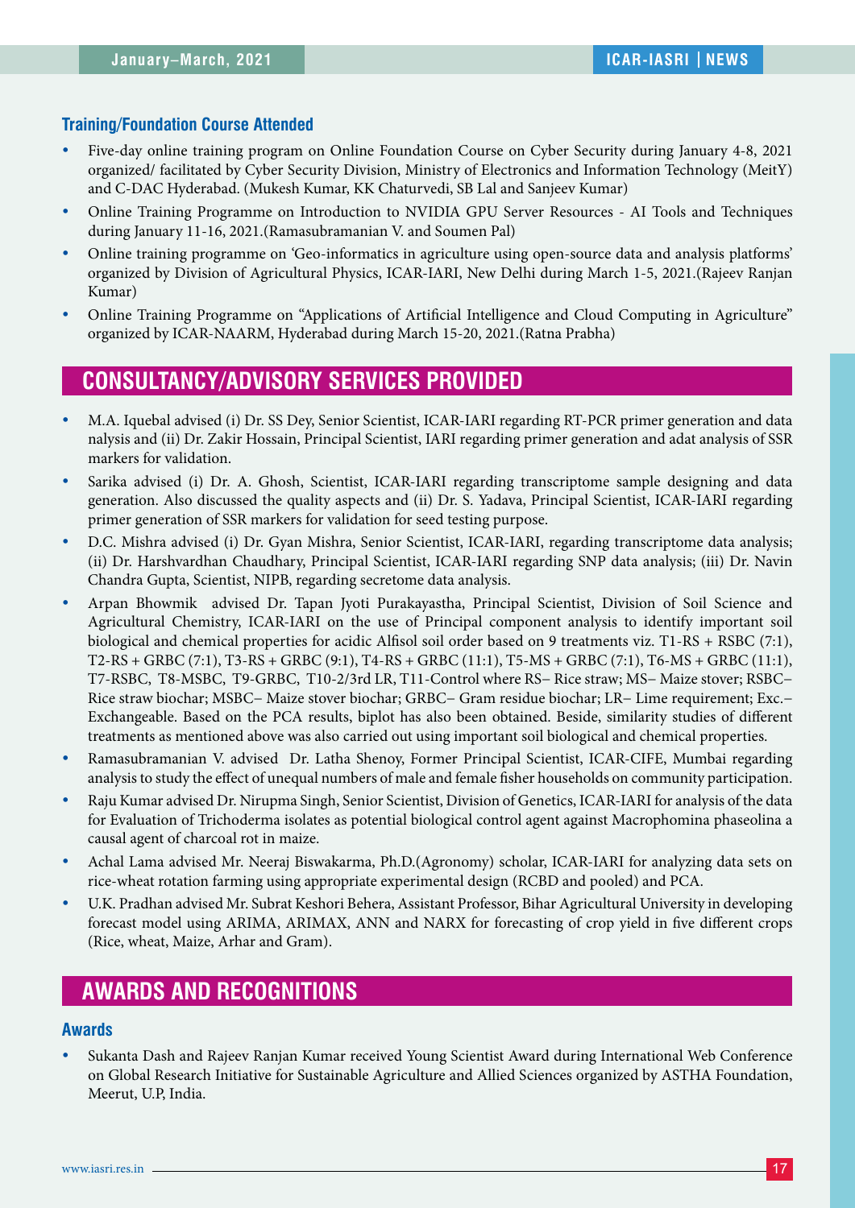### Training/Foundation Course Attended

- Five-day online training program on Online Foundation Course on Cyber Security during January 4-8, 2021 organized/ facilitated by Cyber Security Division, Ministry of Electronics and Information Technology (MeitY) and C-DAC Hyderabad. (Mukesh Kumar, KK Chaturvedi, SB Lal and Sanjeev Kumar)
- Online Training Programme on Introduction to NVIDIA GPU Server Resources - AI Tools and Techniques during January 11-16, 2021.(Ramasubramanian V. and Soumen Pal)
- Online training programme on 'Geo-informatics in agriculture using open-source data and analysis platforms' organized by Division of Agricultural Physics, ICAR-IARI, New Delhi during March 1-5, 2021.(Rajeev Ranjan Kumar)
- Online Training Programme on "Applications of Artificial Intelligence and Cloud Computing in Agriculture" organized by ICAR-NAARM, Hyderabad during March 15-20, 2021.(Ratna Prabha)

## CONSULTANCY/ADVISORY SERVICES PROVIDED

- M.A. Iquebal advised (i) Dr. SS Dey, Senior Scientist, ICAR-IARI regarding RT-PCR primer generation and data nalysis and (ii) Dr. Zakir Hossain, Principal Scientist, IARI regarding primer generation and adat analysis of SSR markers for validation.
- Sarika advised (i) Dr. A. Ghosh, Scientist, ICAR-IARI regarding transcriptome sample designing and data generation. Also discussed the quality aspects and (ii) Dr. S. Yadava, Principal Scientist, ICAR-IARI regarding primer generation of SSR markers for validation for seed testing purpose.
- D.C. Mishra advised (i) Dr. Gyan Mishra, Senior Scientist, ICAR-IARI, regarding transcriptome data analysis; (ii) Dr. Harshvardhan Chaudhary, Principal Scientist, ICAR-IARI regarding SNP data analysis; (iii) Dr. Navin Chandra Gupta, Scientist, NIPB, regarding secretome data analysis.
- Arpan Bhowmik advised Dr. Tapan Jyoti Purakayastha, Principal Scientist, Division of Soil Science and Agricultural Chemistry, ICAR-IARI on the use of Principal component analysis to identify important soil biological and chemical properties for acidic Alfisol soil order based on 9 treatments viz. T1-RS + RSBC (7:1), T2-RS + GRBC (7:1), T3-RS + GRBC (9:1), T4-RS + GRBC (11:1), T5-MS + GRBC (7:1), T6-MS + GRBC (11:1), T7-RSBC, T8-MSBC, T9-GRBC, T10-2/3rd LR, T11-Control where RS– Rice straw; MS– Maize stover; RSBC– Rice straw biochar; MSBC– Maize stover biochar; GRBC– Gram residue biochar; LR– Lime requirement; Exc.– Exchangeable. Based on the PCA results, biplot has also been obtained. Beside, similarity studies of different treatments as mentioned above was also carried out using important soil biological and chemical properties.
- Ramasubramanian V. advised Dr. Latha Shenoy, Former Principal Scientist, ICAR-CIFE, Mumbai regarding analysis to study the effect of unequal numbers of male and female fisher households on community participation.
- Raju Kumar advised Dr. Nirupma Singh, Senior Scientist, Division of Genetics, ICAR-IARI for analysis of the data for Evaluation of Trichoderma isolates as potential biological control agent against Macrophomina phaseolina a causal agent of charcoal rot in maize.
- Achal Lama advised Mr. Neeraj Biswakarma, Ph.D.(Agronomy) scholar, ICAR-IARI for analyzing data sets on rice-wheat rotation farming using appropriate experimental design (RCBD and pooled) and PCA.
- U.K. Pradhan advised Mr. Subrat Keshori Behera, Assistant Professor, Bihar Agricultural University in developing forecast model using ARIMA, ARIMAX, ANN and NARX for forecasting of crop yield in five different crops (Rice, wheat, Maize, Arhar and Gram).

## AWARDS AND RECOGNITIONS

### Awards

- Sukanta Dash and Rajeev Ranjan Kumar received Young Scientist Award during International Web Conference on Global Research Initiative for Sustainable Agriculture and Allied Sciences organized by ASTHA Foundation, Meerut, U.P, India.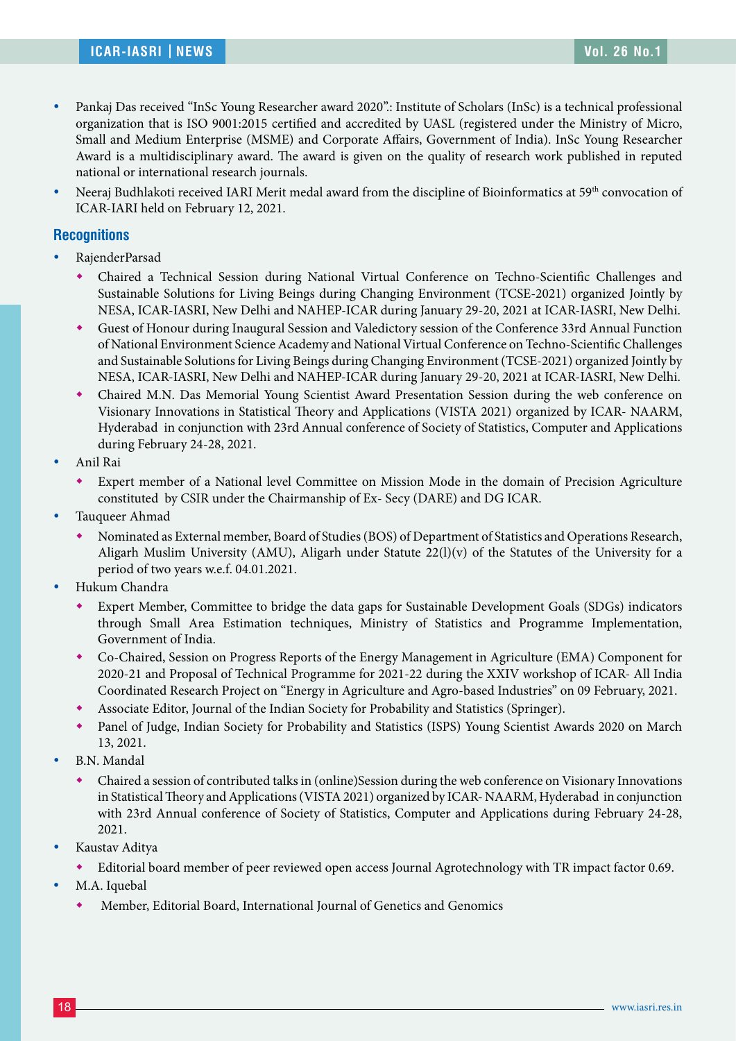- Pankaj Das received "InSc Young Researcher award 2020".: Institute of Scholars (InSc) is a technical professional organization that is ISO 9001:2015 certified and accredited by UASL (registered under the Ministry of Micro, Small and Medium Enterprise (MSME) and Corporate Affairs, Government of India). InSc Young Researcher Award is a multidisciplinary award. The award is given on the quality of research work published in reputed national or international research journals.
- Neeraj Budhlakoti received IARI Merit medal award from the discipline of Bioinformatics at 59th convocation of ICAR-IARI held on February 12, 2021.

## Recognitions

- RajenderParsad
    - Chaired a Technical Session during National Virtual Conference on Techno-Scientific Challenges and Sustainable Solutions for Living Beings during Changing Environment (TCSE-2021) organized Jointly by NESA, ICAR-IASRI, New Delhi and NAHEP-ICAR during January 29-20, 2021 at ICAR-IASRI, New Delhi.
    - Guest of Honour during Inaugural Session and Valedictory session of the Conference 33rd Annual Function of National Environment Science Academy and National Virtual Conference on Techno-Scientific Challenges and Sustainable Solutions for Living Beings during Changing Environment (TCSE-2021) organized Jointly by NESA, ICAR-IASRI, New Delhi and NAHEP-ICAR during January 29-20, 2021 at ICAR-IASRI, New Delhi.
    - Chaired M.N. Das Memorial Young Scientist Award Presentation Session during the web conference on Visionary Innovations in Statistical Theory and Applications (VISTA 2021) organized by ICAR- NAARM, Hyderabad in conjunction with 23rd Annual conference of Society of Statistics, Computer and Applications during February 24-28, 2021.
- Anil Rai
    - Expert member of a National level Committee on Mission Mode in the domain of Precision Agriculture constituted by CSIR under the Chairmanship of Ex- Secy (DARE) and DG ICAR.
- Tauqueer Ahmad
    - Nominated as External member, Board of Studies (BOS) of Department of Statistics and Operations Research, Aligarh Muslim University (AMU), Aligarh under Statute 22(l)(v) of the Statutes of the University for a period of two years w.e.f. 04.01.2021.
- Hukum Chandra
    - Expert Member, Committee to bridge the data gaps for Sustainable Development Goals (SDGs) indicators through Small Area Estimation techniques, Ministry of Statistics and Programme Implementation, Government of India.
    - Co-Chaired, Session on Progress Reports of the Energy Management in Agriculture (EMA) Component for 2020-21 and Proposal of Technical Programme for 2021-22 during the XXIV workshop of ICAR- All India Coordinated Research Project on "Energy in Agriculture and Agro-based Industries" on 09 February, 2021.
    - Associate Editor, Journal of the Indian Society for Probability and Statistics (Springer).
    - Panel of Judge, Indian Society for Probability and Statistics (ISPS) Young Scientist Awards 2020 on March 13, 2021.
- B.N. Mandal
    - Chaired a session of contributed talks in (online)Session during the web conference on Visionary Innovations in Statistical Theory and Applications (VISTA 2021) organized by ICAR- NAARM, Hyderabad in conjunction with 23rd Annual conference of Society of Statistics, Computer and Applications during February 24-28, 2021.
- Kaustav Aditya
    - Editorial board member of peer reviewed open access Journal Agrotechnology with TR impact factor 0.69.
- M.A. Iquebal
    - Member, Editorial Board, International Journal of Genetics and Genomics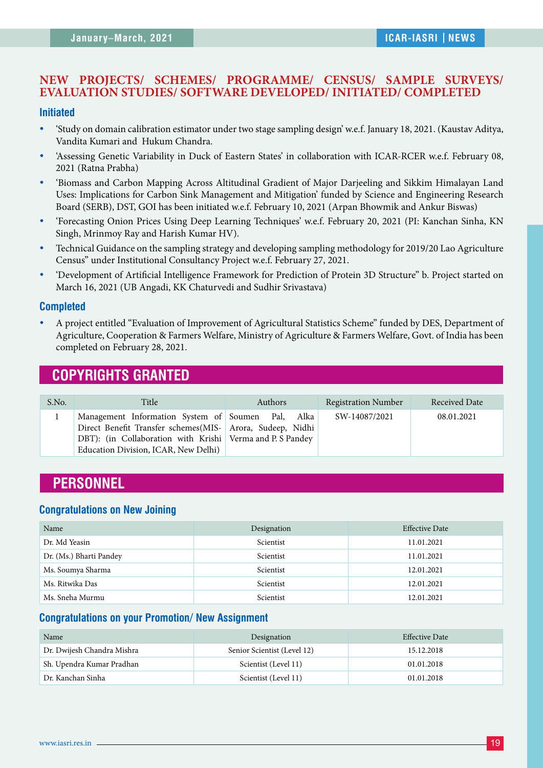## NEW PROJECTS/ SCHEMES/ PROGRAMME/ CENSUS/ SAMPLE SURVEYS/ EVALUATION STUDIES/ SOFTWARE DEVELOPED/ INITIATED/ COMPLETED

### Initiated

- 'Study on domain calibration estimator under two stage sampling design' w.e.f. January 18, 2021. (Kaustav Aditya, Vandita Kumari and Hukum Chandra.
- 'Assessing Genetic Variability in Duck of Eastern States' in collaboration with ICAR-RCER w.e.f. February 08, 2021 (Ratna Prabha)
- 'Biomass and Carbon Mapping Across Altitudinal Gradient of Major Darjeeling and Sikkim Himalayan Land Uses: Implications for Carbon Sink Management and Mitigation' funded by Science and Engineering Research Board (SERB), DST, GOI has been initiated w.e.f. February 10, 2021 (Arpan Bhowmik and Ankur Biswas)
- 'Forecasting Onion Prices Using Deep Learning Techniques' w.e.f. February 20, 2021 (PI: Kanchan Sinha, KN Singh, Mrinmoy Ray and Harish Kumar HV).
- Technical Guidance on the sampling strategy and developing sampling methodology for 2019/20 Lao Agriculture Census" under Institutional Consultancy Project w.e.f. February 27, 2021.
- 'Development of Artificial Intelligence Framework for Prediction of Protein 3D Structure" b. Project started on March 16, 2021 (UB Angadi, KK Chaturvedi and Sudhir Srivastava)

### Completed

- A project entitled "Evaluation of Improvement of Agricultural Statistics Scheme" funded by DES, Department of Agriculture, Cooperation & Farmers Welfare, Ministry of Agriculture & Farmers Welfare, Govt. of India has been completed on February 28, 2021.

## COPYRIGHTS GRANTED

| S.No. | Title | Authors | Registration Number | Received Date |
|---|---|---|---|---|
| 1 | Management Information System of Direct Benefit Transfer schemes(MIS-DBT): (in Collaboration with Krishi Education Division, ICAR, New Delhi) | Soumen Pal, Alka Arora, Sudeep, Nidhi Verma and P. S Pandey | SW-14087/2021 | 08.01.2021 |

## PERSONNEL

### Congratulations on New Joining

| Name | Designation | Effective Date |
|---|---|---|
| Dr. Md Yeasin | Scientist | 11.01.2021 |
| Dr. (Ms.) Bharti Pandey | Scientist | 11.01.2021 |
| Ms. Soumya Sharma | Scientist | 12.01.2021 |
| Ms. Ritwika Das | Scientist | 12.01.2021 |
| Ms. Sneha Murmu | Scientist | 12.01.2021 |

### Congratulations on your Promotion/ New Assignment

| Name | Designation | Effective Date |
|---|---|---|
| Dr. Dwijesh Chandra Mishra | Senior Scientist (Level 12) | 15.12.2018 |
| Sh. Upendra Kumar Pradhan | Scientist (Level 11) | 01.01.2018 |
| Dr. Kanchan Sinha | Scientist (Level 11) | 01.01.2018 |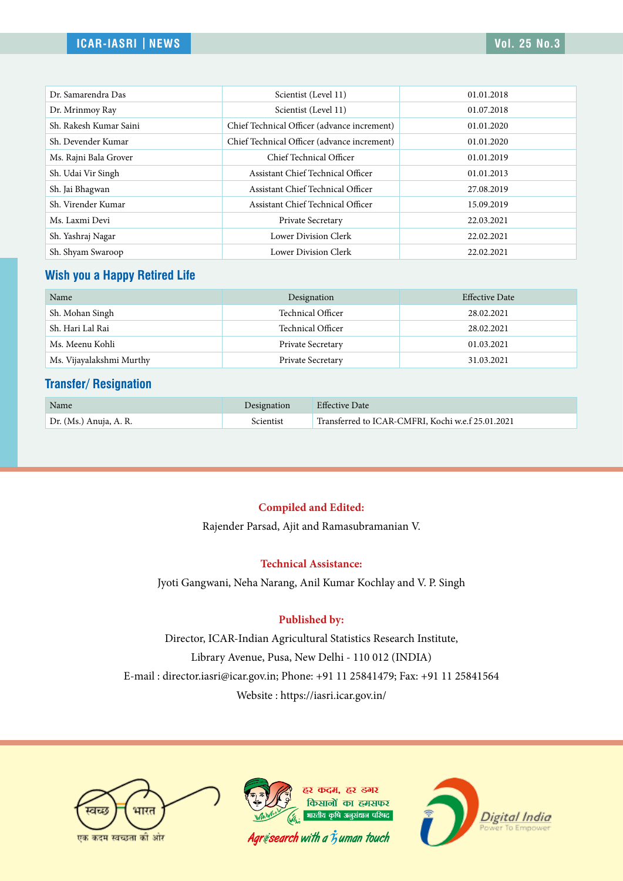| | | |
|---|---|---|
| Dr. Samarendra Das | Scientist (Level 11) | 01.01.2018 |
| Dr. Mrinmoy Ray | Scientist (Level 11) | 01.07.2018 |
| Sh. Rakesh Kumar Saini | Chief Technical Officer (advance increment) | 01.01.2020 |
| Sh. Devender Kumar | Chief Technical Officer (advance increment) | 01.01.2020 |
| Ms. Rajni Bala Grover | Chief Technical Officer | 01.01.2019 |
| Sh. Udai Vir Singh | Assistant Chief Technical Officer | 01.01.2013 |
| Sh. Jai Bhagwan | Assistant Chief Technical Officer | 27.08.2019 |
| Sh. Virender Kumar | Assistant Chief Technical Officer | 15.09.2019 |
| Ms. Laxmi Devi | Private Secretary | 22.03.2021 |
| Sh. Yashraj Nagar | Lower Division Clerk | 22.02.2021 |
| Sh. Shyam Swaroop | Lower Division Clerk | 22.02.2021 |

## Wish you a Happy Retired Life

| Name | Designation | Effective Date |
|---|---|---|
| Sh. Mohan Singh | Technical Officer | 28.02.2021 |
| Sh. Hari Lal Rai | Technical Officer | 28.02.2021 |
| Ms. Meenu Kohli | Private Secretary | 01.03.2021 |
| Ms. Vijayalakshmi Murthy | Private Secretary | 31.03.2021 |

## Transfer/ Resignation

| Name | Designation | Effective Date |
|---|---|---|
| Dr. (Ms.) Anuja, A. R. | Scientist | Transferred to ICAR-CMFRI, Kochi w.e.f 25.01.2021 |

**Compiled and Edited:**

Rajender Parsad, Ajit and Ramasubramanian V.

**Technical Assistance:**

Jyoti Gangwani, Neha Narang, Anil Kumar Kochlay and V. P. Singh

**Published by:**

Director, ICAR-Indian Agricultural Statistics Research Institute,
Library Avenue, Pusa, New Delhi - 110 012 (INDIA)
E-mail : director.iasri@icar.gov.in; Phone: +91 11 25841479; Fax: +91 11 25841564
Website : https://iasri.icar.gov.in/

स्वच्छ भारत
एक कदम स्वच्छता की ओर

हर कदम, हर डगर
किसानों का हमसफर
भारतीय कृषि अनुसंधान परिषद
Agrisearch with a human touch

Digital India
Power To Empower